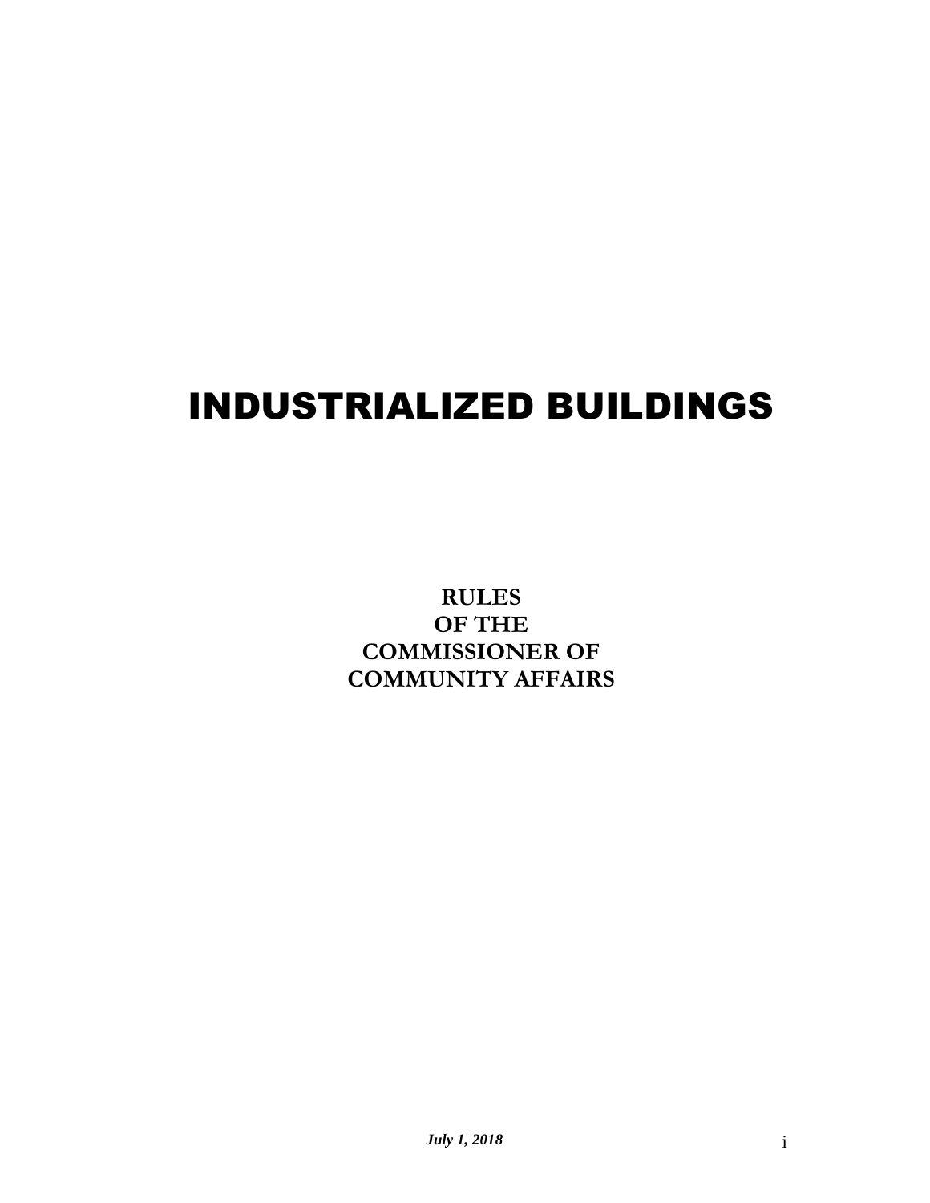# INDUSTRIALIZED BUILDINGS

**RULES**
**OF THE**
**COMMISSIONER OF**
**COMMUNITY AFFAIRS**

***July 1, 2018***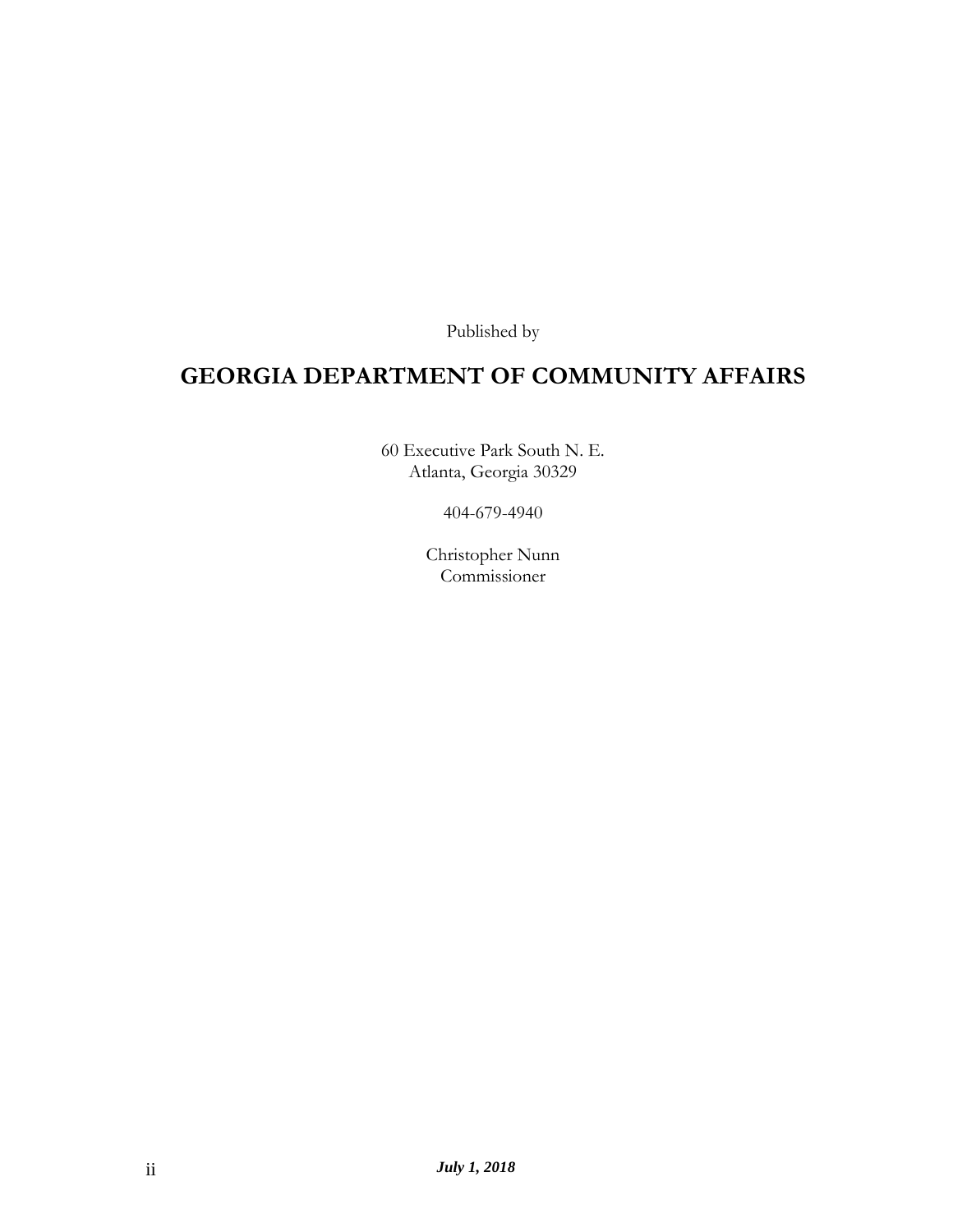Published by

# GEORGIA DEPARTMENT OF COMMUNITY AFFAIRS

60 Executive Park South N. E.
Atlanta, Georgia 30329

404-679-4940

Christopher Nunn
Commissioner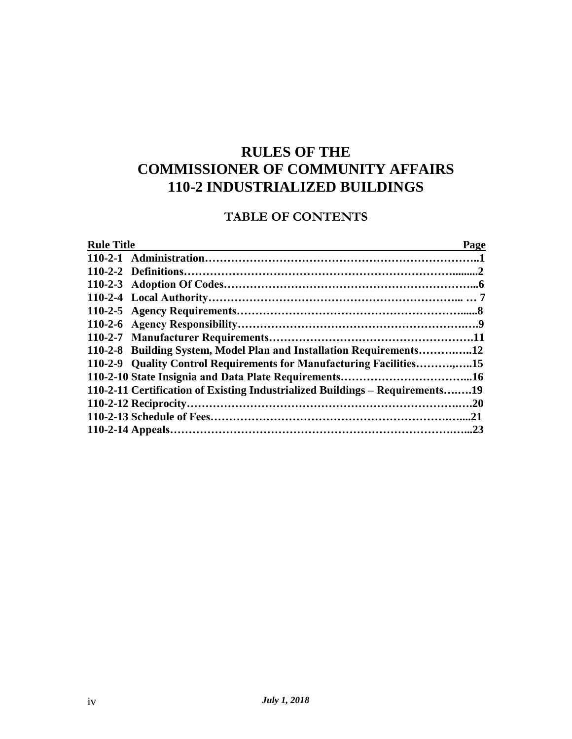# RULES OF THE COMMISSIONER OF COMMUNITY AFFAIRS 110-2 INDUSTRIALIZED BUILDINGS

## TABLE OF CONTENTS

| Rule Title | Page |
|---|---|
| **110-2-1 Administration** | **1** |
| **110-2-2 Definitions** | **2** |
| **110-2-3 Adoption Of Codes** | **6** |
| **110-2-4 Local Authority** | **7** |
| **110-2-5 Agency Requirements** | **8** |
| **110-2-6 Agency Responsibility** | **9** |
| **110-2-7 Manufacturer Requirements** | **11** |
| **110-2-8 Building System, Model Plan and Installation Requirements** | **12** |
| **110-2-9 Quality Control Requirements for Manufacturing Facilities** | **15** |
| **110-2-10 State Insignia and Data Plate Requirements** | **16** |
| **110-2-11 Certification of Existing Industrialized Buildings – Requirements** | **19** |
| **110-2-12 Reciprocity** | **20** |
| **110-2-13 Schedule of Fees** | **21** |
| **110-2-14 Appeals** | **23** |

*July 1, 2018*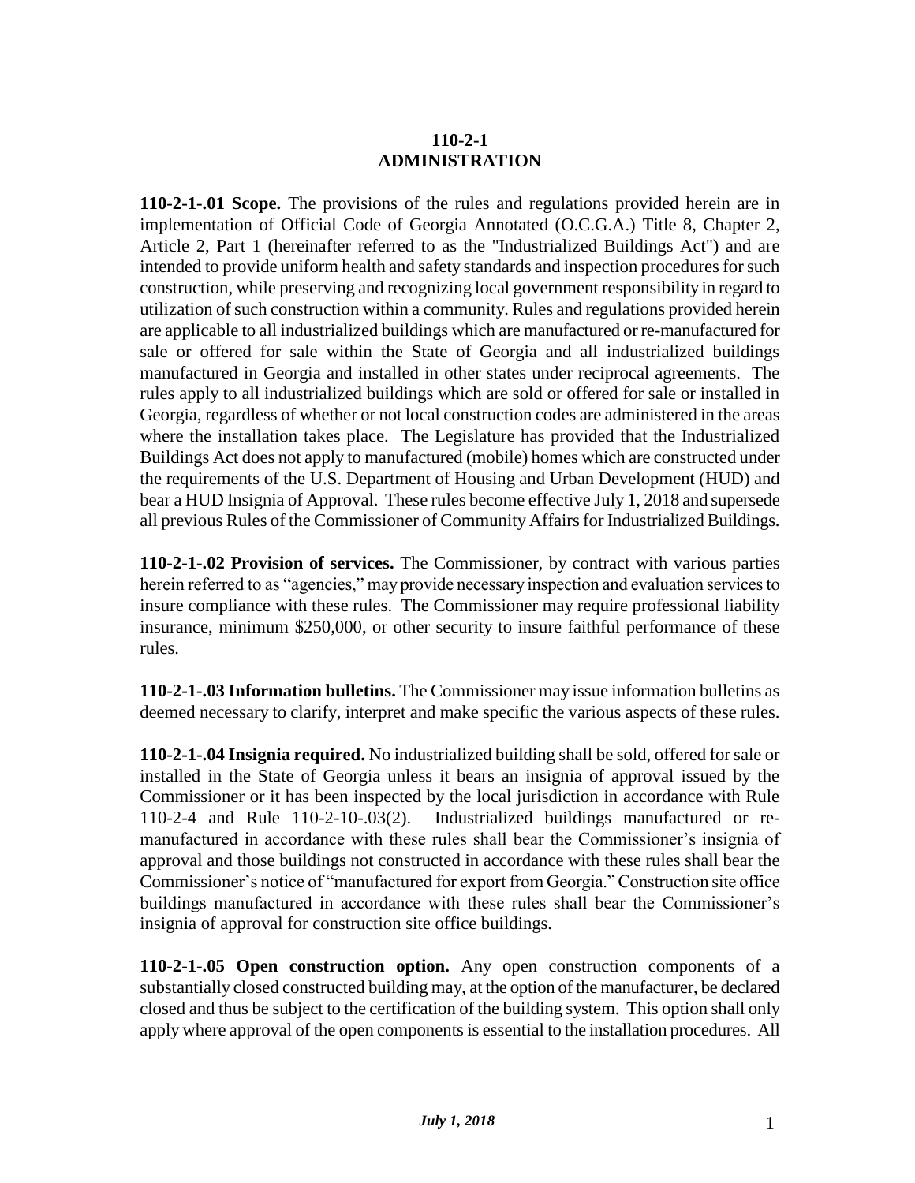# 110-2-1
# ADMINISTRATION

**110-2-1-.01 Scope.** The provisions of the rules and regulations provided herein are in implementation of Official Code of Georgia Annotated (O.C.G.A.) Title 8, Chapter 2, Article 2, Part 1 (hereinafter referred to as the "Industrialized Buildings Act") and are intended to provide uniform health and safety standards and inspection procedures for such construction, while preserving and recognizing local government responsibility in regard to utilization of such construction within a community. Rules and regulations provided herein are applicable to all industrialized buildings which are manufactured or re-manufactured for sale or offered for sale within the State of Georgia and all industrialized buildings manufactured in Georgia and installed in other states under reciprocal agreements. The rules apply to all industrialized buildings which are sold or offered for sale or installed in Georgia, regardless of whether or not local construction codes are administered in the areas where the installation takes place. The Legislature has provided that the Industrialized Buildings Act does not apply to manufactured (mobile) homes which are constructed under the requirements of the U.S. Department of Housing and Urban Development (HUD) and bear a HUD Insignia of Approval. These rules become effective July 1, 2018 and supersede all previous Rules of the Commissioner of Community Affairs for Industrialized Buildings.

**110-2-1-.02 Provision of services.** The Commissioner, by contract with various parties herein referred to as "agencies," may provide necessary inspection and evaluation services to insure compliance with these rules. The Commissioner may require professional liability insurance, minimum $250,000, or other security to insure faithful performance of these rules.

**110-2-1-.03 Information bulletins.** The Commissioner may issue information bulletins as deemed necessary to clarify, interpret and make specific the various aspects of these rules.

**110-2-1-.04 Insignia required.** No industrialized building shall be sold, offered for sale or installed in the State of Georgia unless it bears an insignia of approval issued by the Commissioner or it has been inspected by the local jurisdiction in accordance with Rule 110-2-4 and Rule 110-2-10-.03(2). Industrialized buildings manufactured or re-manufactured in accordance with these rules shall bear the Commissioner's insignia of approval and those buildings not constructed in accordance with these rules shall bear the Commissioner's notice of "manufactured for export from Georgia." Construction site office buildings manufactured in accordance with these rules shall bear the Commissioner's insignia of approval for construction site office buildings.

**110-2-1-.05 Open construction option.** Any open construction components of a substantially closed constructed building may, at the option of the manufacturer, be declared closed and thus be subject to the certification of the building system. This option shall only apply where approval of the open components is essential to the installation procedures. All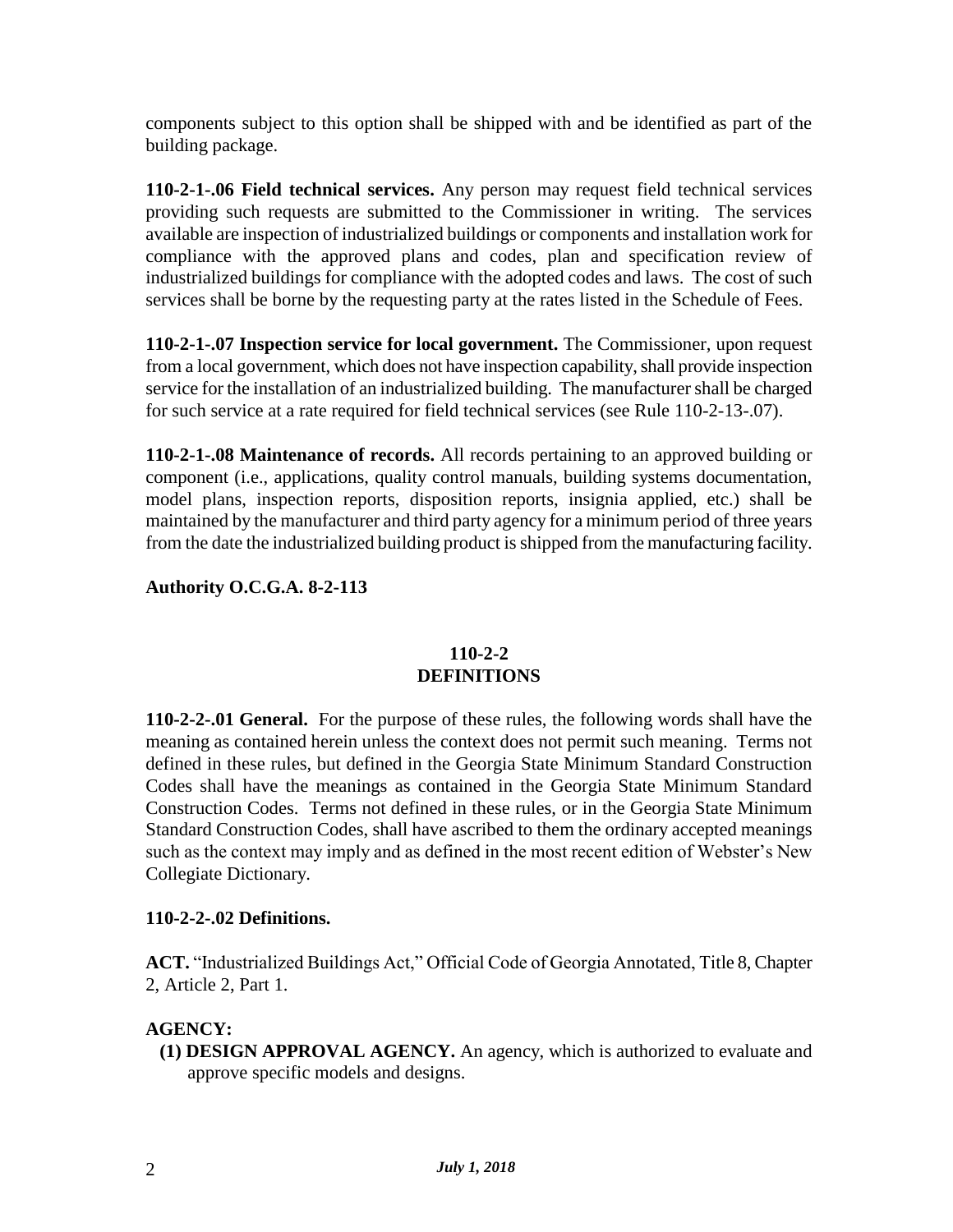components subject to this option shall be shipped with and be identified as part of the building package.

**110-2-1-.06 Field technical services.** Any person may request field technical services providing such requests are submitted to the Commissioner in writing. The services available are inspection of industrialized buildings or components and installation work for compliance with the approved plans and codes, plan and specification review of industrialized buildings for compliance with the adopted codes and laws. The cost of such services shall be borne by the requesting party at the rates listed in the Schedule of Fees.

**110-2-1-.07 Inspection service for local government.** The Commissioner, upon request from a local government, which does not have inspection capability, shall provide inspection service for the installation of an industrialized building. The manufacturer shall be charged for such service at a rate required for field technical services (see Rule 110-2-13-.07).

**110-2-1-.08 Maintenance of records.** All records pertaining to an approved building or component (i.e., applications, quality control manuals, building systems documentation, model plans, inspection reports, disposition reports, insignia applied, etc.) shall be maintained by the manufacturer and third party agency for a minimum period of three years from the date the industrialized building product is shipped from the manufacturing facility.

**Authority O.C.G.A. 8-2-113**

## 110-2-2
## DEFINITIONS

**110-2-2-.01 General.** For the purpose of these rules, the following words shall have the meaning as contained herein unless the context does not permit such meaning. Terms not defined in these rules, but defined in the Georgia State Minimum Standard Construction Codes shall have the meanings as contained in the Georgia State Minimum Standard Construction Codes. Terms not defined in these rules, or in the Georgia State Minimum Standard Construction Codes, shall have ascribed to them the ordinary accepted meanings such as the context may imply and as defined in the most recent edition of Webster's New Collegiate Dictionary.

**110-2-2-.02 Definitions.**

**ACT.** "Industrialized Buildings Act," Official Code of Georgia Annotated, Title 8, Chapter 2, Article 2, Part 1.

**AGENCY:**

**(1) DESIGN APPROVAL AGENCY.** An agency, which is authorized to evaluate and approve specific models and designs.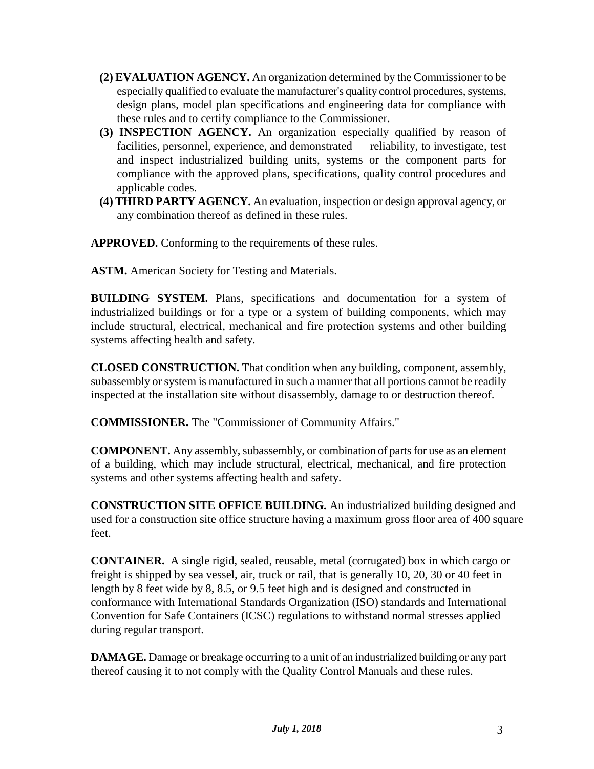**(2) EVALUATION AGENCY.** An organization determined by the Commissioner to be especially qualified to evaluate the manufacturer's quality control procedures, systems, design plans, model plan specifications and engineering data for compliance with these rules and to certify compliance to the Commissioner.

**(3) INSPECTION AGENCY.** An organization especially qualified by reason of facilities, personnel, experience, and demonstrated reliability, to investigate, test and inspect industrialized building units, systems or the component parts for compliance with the approved plans, specifications, quality control procedures and applicable codes.

**(4) THIRD PARTY AGENCY.** An evaluation, inspection or design approval agency, or any combination thereof as defined in these rules.

**APPROVED.** Conforming to the requirements of these rules.

**ASTM.** American Society for Testing and Materials.

**BUILDING SYSTEM.** Plans, specifications and documentation for a system of industrialized buildings or for a type or a system of building components, which may include structural, electrical, mechanical and fire protection systems and other building systems affecting health and safety.

**CLOSED CONSTRUCTION.** That condition when any building, component, assembly, subassembly or system is manufactured in such a manner that all portions cannot be readily inspected at the installation site without disassembly, damage to or destruction thereof.

**COMMISSIONER.** The "Commissioner of Community Affairs."

**COMPONENT.** Any assembly, subassembly, or combination of parts for use as an element of a building, which may include structural, electrical, mechanical, and fire protection systems and other systems affecting health and safety.

**CONSTRUCTION SITE OFFICE BUILDING.** An industrialized building designed and used for a construction site office structure having a maximum gross floor area of 400 square feet.

**CONTAINER.** A single rigid, sealed, reusable, metal (corrugated) box in which cargo or freight is shipped by sea vessel, air, truck or rail, that is generally 10, 20, 30 or 40 feet in length by 8 feet wide by 8, 8.5, or 9.5 feet high and is designed and constructed in conformance with International Standards Organization (ISO) standards and International Convention for Safe Containers (ICSC) regulations to withstand normal stresses applied during regular transport.

**DAMAGE.** Damage or breakage occurring to a unit of an industrialized building or any part thereof causing it to not comply with the Quality Control Manuals and these rules.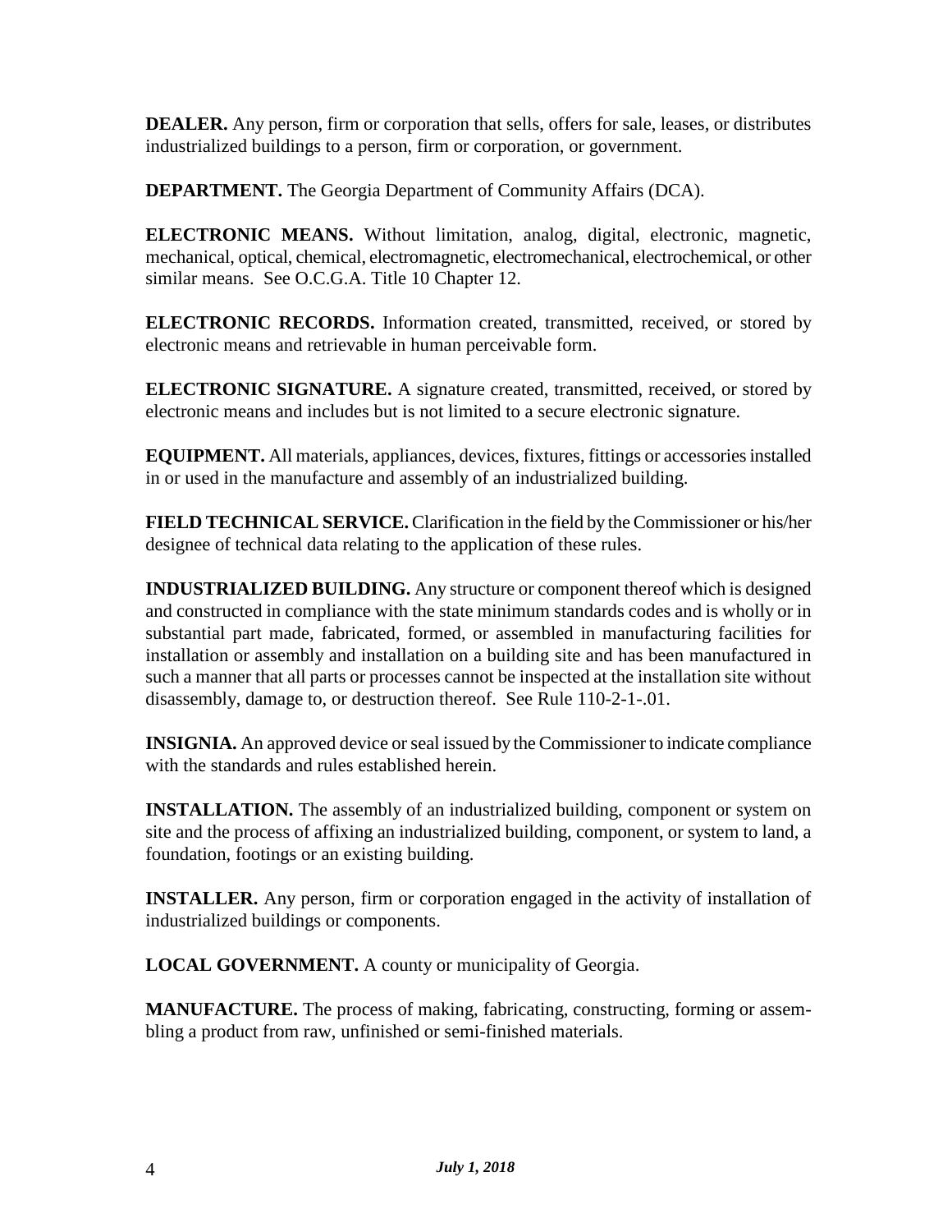**DEALER.** Any person, firm or corporation that sells, offers for sale, leases, or distributes industrialized buildings to a person, firm or corporation, or government.

**DEPARTMENT.** The Georgia Department of Community Affairs (DCA).

**ELECTRONIC MEANS.** Without limitation, analog, digital, electronic, magnetic, mechanical, optical, chemical, electromagnetic, electromechanical, electrochemical, or other similar means. See O.C.G.A. Title 10 Chapter 12.

**ELECTRONIC RECORDS.** Information created, transmitted, received, or stored by electronic means and retrievable in human perceivable form.

**ELECTRONIC SIGNATURE.** A signature created, transmitted, received, or stored by electronic means and includes but is not limited to a secure electronic signature.

**EQUIPMENT.** All materials, appliances, devices, fixtures, fittings or accessories installed in or used in the manufacture and assembly of an industrialized building.

**FIELD TECHNICAL SERVICE.** Clarification in the field by the Commissioner or his/her designee of technical data relating to the application of these rules.

**INDUSTRIALIZED BUILDING.** Any structure or component thereof which is designed and constructed in compliance with the state minimum standards codes and is wholly or in substantial part made, fabricated, formed, or assembled in manufacturing facilities for installation or assembly and installation on a building site and has been manufactured in such a manner that all parts or processes cannot be inspected at the installation site without disassembly, damage to, or destruction thereof. See Rule 110-2-1-.01.

**INSIGNIA.** An approved device or seal issued by the Commissioner to indicate compliance with the standards and rules established herein.

**INSTALLATION.** The assembly of an industrialized building, component or system on site and the process of affixing an industrialized building, component, or system to land, a foundation, footings or an existing building.

**INSTALLER.** Any person, firm or corporation engaged in the activity of installation of industrialized buildings or components.

**LOCAL GOVERNMENT.** A county or municipality of Georgia.

**MANUFACTURE.** The process of making, fabricating, constructing, forming or assembling a product from raw, unfinished or semi-finished materials.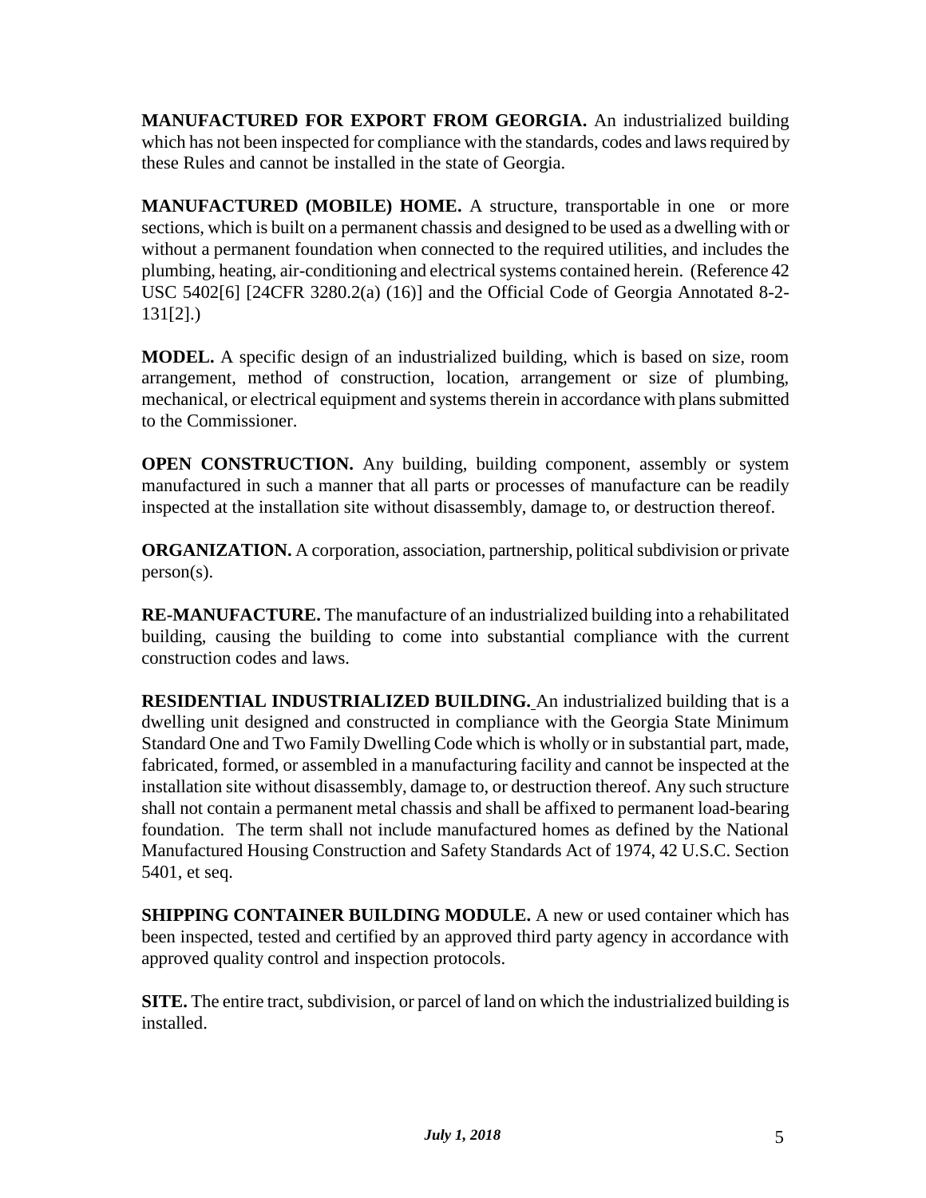**MANUFACTURED FOR EXPORT FROM GEORGIA.** An industrialized building which has not been inspected for compliance with the standards, codes and laws required by these Rules and cannot be installed in the state of Georgia.

**MANUFACTURED (MOBILE) HOME.** A structure, transportable in one or more sections, which is built on a permanent chassis and designed to be used as a dwelling with or without a permanent foundation when connected to the required utilities, and includes the plumbing, heating, air-conditioning and electrical systems contained herein. (Reference 42 USC 5402[6] [24CFR 3280.2(a) (16)] and the Official Code of Georgia Annotated 8-2-131[2].)

**MODEL.** A specific design of an industrialized building, which is based on size, room arrangement, method of construction, location, arrangement or size of plumbing, mechanical, or electrical equipment and systems therein in accordance with plans submitted to the Commissioner.

**OPEN CONSTRUCTION.** Any building, building component, assembly or system manufactured in such a manner that all parts or processes of manufacture can be readily inspected at the installation site without disassembly, damage to, or destruction thereof.

**ORGANIZATION.** A corporation, association, partnership, political subdivision or private person(s).

**RE-MANUFACTURE.** The manufacture of an industrialized building into a rehabilitated building, causing the building to come into substantial compliance with the current construction codes and laws.

**RESIDENTIAL INDUSTRIALIZED BUILDING.** An industrialized building that is a dwelling unit designed and constructed in compliance with the Georgia State Minimum Standard One and Two Family Dwelling Code which is wholly or in substantial part, made, fabricated, formed, or assembled in a manufacturing facility and cannot be inspected at the installation site without disassembly, damage to, or destruction thereof. Any such structure shall not contain a permanent metal chassis and shall be affixed to permanent load-bearing foundation. The term shall not include manufactured homes as defined by the National Manufactured Housing Construction and Safety Standards Act of 1974, 42 U.S.C. Section 5401, et seq.

**SHIPPING CONTAINER BUILDING MODULE.** A new or used container which has been inspected, tested and certified by an approved third party agency in accordance with approved quality control and inspection protocols.

**SITE.** The entire tract, subdivision, or parcel of land on which the industrialized building is installed.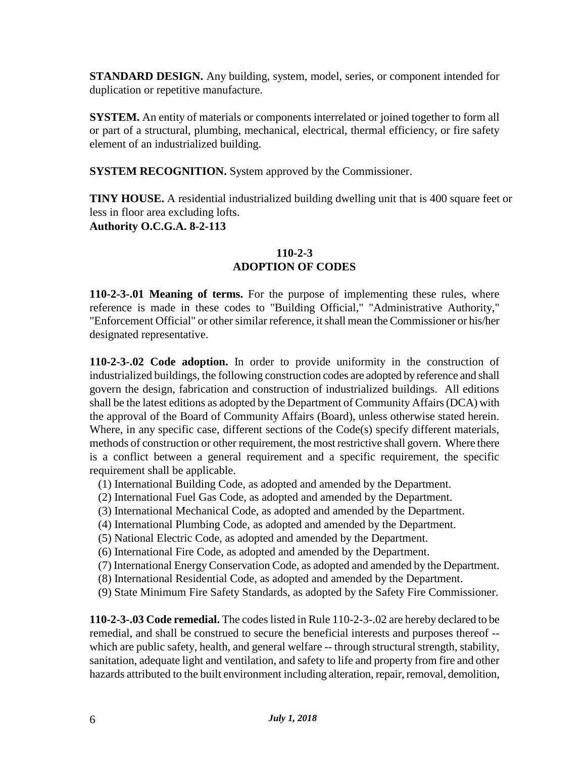**STANDARD DESIGN.** Any building, system, model, series, or component intended for duplication or repetitive manufacture.

**SYSTEM.** An entity of materials or components interrelated or joined together to form all or part of a structural, plumbing, mechanical, electrical, thermal efficiency, or fire safety element of an industrialized building.

**SYSTEM RECOGNITION.** System approved by the Commissioner.

**TINY HOUSE.** A residential industrialized building dwelling unit that is 400 square feet or less in floor area excluding lofts.
**Authority O.C.G.A. 8-2-113**

## 110-2-3
## ADOPTION OF CODES

**110-2-3-.01 Meaning of terms.** For the purpose of implementing these rules, where reference is made in these codes to "Building Official," "Administrative Authority," "Enforcement Official" or other similar reference, it shall mean the Commissioner or his/her designated representative.

**110-2-3-.02 Code adoption.** In order to provide uniformity in the construction of industrialized buildings, the following construction codes are adopted by reference and shall govern the design, fabrication and construction of industrialized buildings. All editions shall be the latest editions as adopted by the Department of Community Affairs (DCA) with the approval of the Board of Community Affairs (Board), unless otherwise stated herein. Where, in any specific case, different sections of the Code(s) specify different materials, methods of construction or other requirement, the most restrictive shall govern. Where there is a conflict between a general requirement and a specific requirement, the specific requirement shall be applicable.

(1) International Building Code, as adopted and amended by the Department.
(2) International Fuel Gas Code, as adopted and amended by the Department.
(3) International Mechanical Code, as adopted and amended by the Department.
(4) International Plumbing Code, as adopted and amended by the Department.
(5) National Electric Code, as adopted and amended by the Department.
(6) International Fire Code, as adopted and amended by the Department.
(7) International Energy Conservation Code, as adopted and amended by the Department.
(8) International Residential Code, as adopted and amended by the Department.
(9) State Minimum Fire Safety Standards, as adopted by the Safety Fire Commissioner.

**110-2-3-.03 Code remedial.** The codes listed in Rule 110-2-3-.02 are hereby declared to be remedial, and shall be construed to secure the beneficial interests and purposes thereof -- which are public safety, health, and general welfare -- through structural strength, stability, sanitation, adequate light and ventilation, and safety to life and property from fire and other hazards attributed to the built environment including alteration, repair, removal, demolition,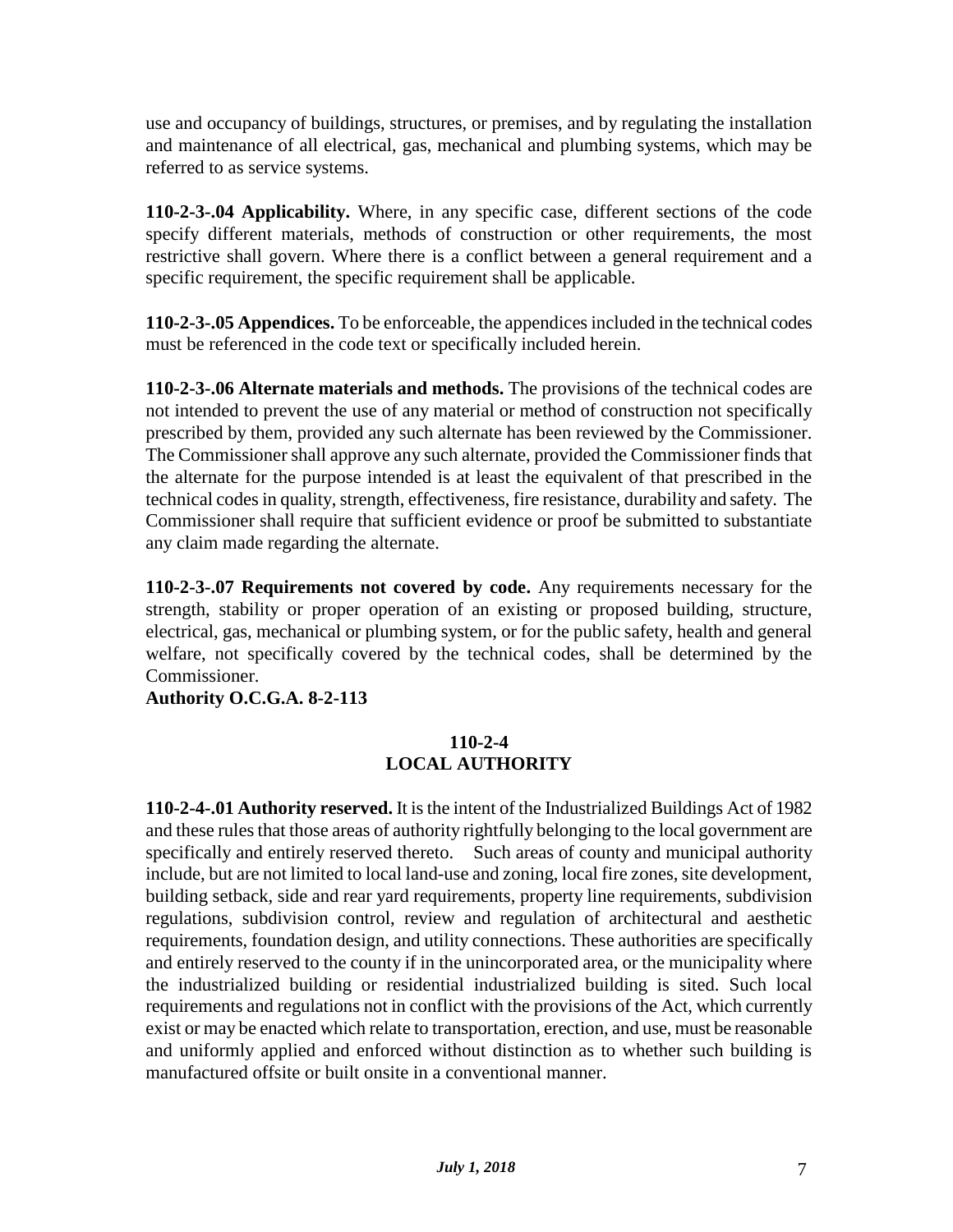use and occupancy of buildings, structures, or premises, and by regulating the installation and maintenance of all electrical, gas, mechanical and plumbing systems, which may be referred to as service systems.

**110-2-3-.04 Applicability.** Where, in any specific case, different sections of the code specify different materials, methods of construction or other requirements, the most restrictive shall govern. Where there is a conflict between a general requirement and a specific requirement, the specific requirement shall be applicable.

**110-2-3-.05 Appendices.** To be enforceable, the appendices included in the technical codes must be referenced in the code text or specifically included herein.

**110-2-3-.06 Alternate materials and methods.** The provisions of the technical codes are not intended to prevent the use of any material or method of construction not specifically prescribed by them, provided any such alternate has been reviewed by the Commissioner. The Commissioner shall approve any such alternate, provided the Commissioner finds that the alternate for the purpose intended is at least the equivalent of that prescribed in the technical codes in quality, strength, effectiveness, fire resistance, durability and safety. The Commissioner shall require that sufficient evidence or proof be submitted to substantiate any claim made regarding the alternate.

**110-2-3-.07 Requirements not covered by code.** Any requirements necessary for the strength, stability or proper operation of an existing or proposed building, structure, electrical, gas, mechanical or plumbing system, or for the public safety, health and general welfare, not specifically covered by the technical codes, shall be determined by the Commissioner.

**Authority O.C.G.A. 8-2-113**

## 110-2-4
## LOCAL AUTHORITY

**110-2-4-.01 Authority reserved.** It is the intent of the Industrialized Buildings Act of 1982 and these rules that those areas of authority rightfully belonging to the local government are specifically and entirely reserved thereto. Such areas of county and municipal authority include, but are not limited to local land-use and zoning, local fire zones, site development, building setback, side and rear yard requirements, property line requirements, subdivision regulations, subdivision control, review and regulation of architectural and aesthetic requirements, foundation design, and utility connections. These authorities are specifically and entirely reserved to the county if in the unincorporated area, or the municipality where the industrialized building or residential industrialized building is sited. Such local requirements and regulations not in conflict with the provisions of the Act, which currently exist or may be enacted which relate to transportation, erection, and use, must be reasonable and uniformly applied and enforced without distinction as to whether such building is manufactured offsite or built onsite in a conventional manner.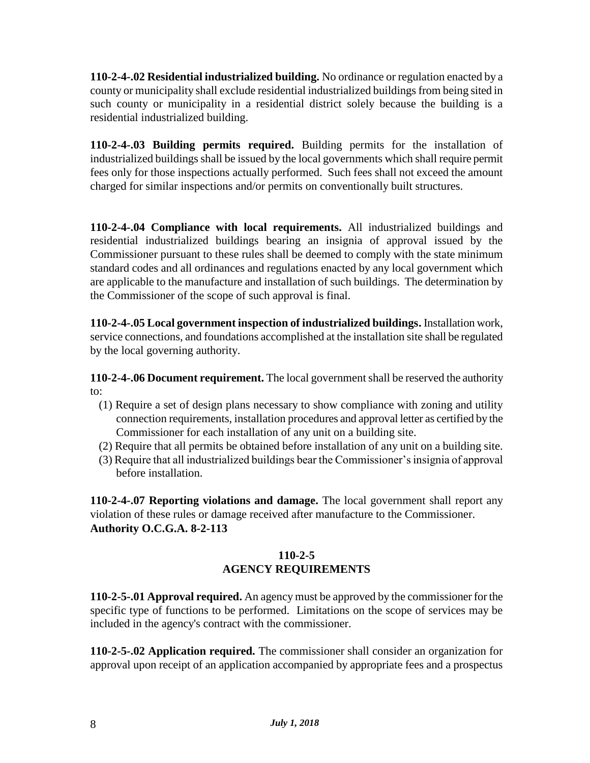**110-2-4-.02 Residential industrialized building.** No ordinance or regulation enacted by a county or municipality shall exclude residential industrialized buildings from being sited in such county or municipality in a residential district solely because the building is a residential industrialized building.

**110-2-4-.03 Building permits required.** Building permits for the installation of industrialized buildings shall be issued by the local governments which shall require permit fees only for those inspections actually performed. Such fees shall not exceed the amount charged for similar inspections and/or permits on conventionally built structures.

**110-2-4-.04 Compliance with local requirements.** All industrialized buildings and residential industrialized buildings bearing an insignia of approval issued by the Commissioner pursuant to these rules shall be deemed to comply with the state minimum standard codes and all ordinances and regulations enacted by any local government which are applicable to the manufacture and installation of such buildings. The determination by the Commissioner of the scope of such approval is final.

**110-2-4-.05 Local government inspection of industrialized buildings.** Installation work, service connections, and foundations accomplished at the installation site shall be regulated by the local governing authority.

**110-2-4-.06 Document requirement.** The local government shall be reserved the authority to:

(1) Require a set of design plans necessary to show compliance with zoning and utility connection requirements, installation procedures and approval letter as certified by the Commissioner for each installation of any unit on a building site.

(2) Require that all permits be obtained before installation of any unit on a building site.

(3) Require that all industrialized buildings bear the Commissioner's insignia of approval before installation.

**110-2-4-.07 Reporting violations and damage.** The local government shall report any violation of these rules or damage received after manufacture to the Commissioner.
**Authority O.C.G.A. 8-2-113**

## 110-2-5
## AGENCY REQUIREMENTS

**110-2-5-.01 Approval required.** An agency must be approved by the commissioner for the specific type of functions to be performed. Limitations on the scope of services may be included in the agency's contract with the commissioner.

**110-2-5-.02 Application required.** The commissioner shall consider an organization for approval upon receipt of an application accompanied by appropriate fees and a prospectus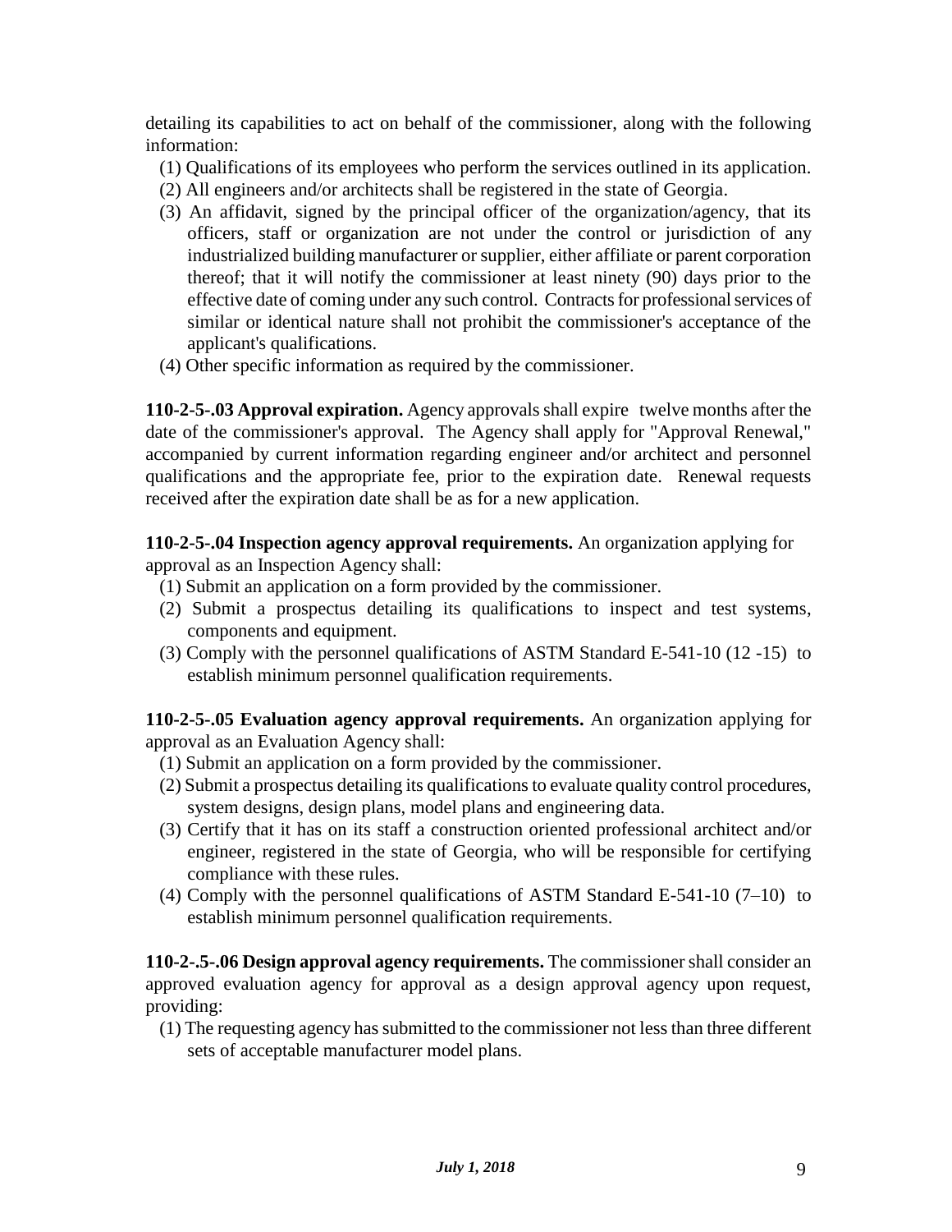detailing its capabilities to act on behalf of the commissioner, along with the following information:

(1) Qualifications of its employees who perform the services outlined in its application.

(2) All engineers and/or architects shall be registered in the state of Georgia.

(3) An affidavit, signed by the principal officer of the organization/agency, that its officers, staff or organization are not under the control or jurisdiction of any industrialized building manufacturer or supplier, either affiliate or parent corporation thereof; that it will notify the commissioner at least ninety (90) days prior to the effective date of coming under any such control. Contracts for professional services of similar or identical nature shall not prohibit the commissioner's acceptance of the applicant's qualifications.

(4) Other specific information as required by the commissioner.

**110-2-5-.03 Approval expiration.** Agency approvals shall expire twelve months after the date of the commissioner's approval. The Agency shall apply for "Approval Renewal," accompanied by current information regarding engineer and/or architect and personnel qualifications and the appropriate fee, prior to the expiration date. Renewal requests received after the expiration date shall be as for a new application.

**110-2-5-.04 Inspection agency approval requirements.** An organization applying for approval as an Inspection Agency shall:

(1) Submit an application on a form provided by the commissioner.

(2) Submit a prospectus detailing its qualifications to inspect and test systems, components and equipment.

(3) Comply with the personnel qualifications of ASTM Standard E-541-10 (12 -15) to establish minimum personnel qualification requirements.

**110-2-5-.05 Evaluation agency approval requirements.** An organization applying for approval as an Evaluation Agency shall:

(1) Submit an application on a form provided by the commissioner.

(2) Submit a prospectus detailing its qualifications to evaluate quality control procedures, system designs, design plans, model plans and engineering data.

(3) Certify that it has on its staff a construction oriented professional architect and/or engineer, registered in the state of Georgia, who will be responsible for certifying compliance with these rules.

(4) Comply with the personnel qualifications of ASTM Standard E-541-10 (7–10) to establish minimum personnel qualification requirements.

**110-2-.5-.06 Design approval agency requirements.** The commissioner shall consider an approved evaluation agency for approval as a design approval agency upon request, providing:

(1) The requesting agency has submitted to the commissioner not less than three different sets of acceptable manufacturer model plans.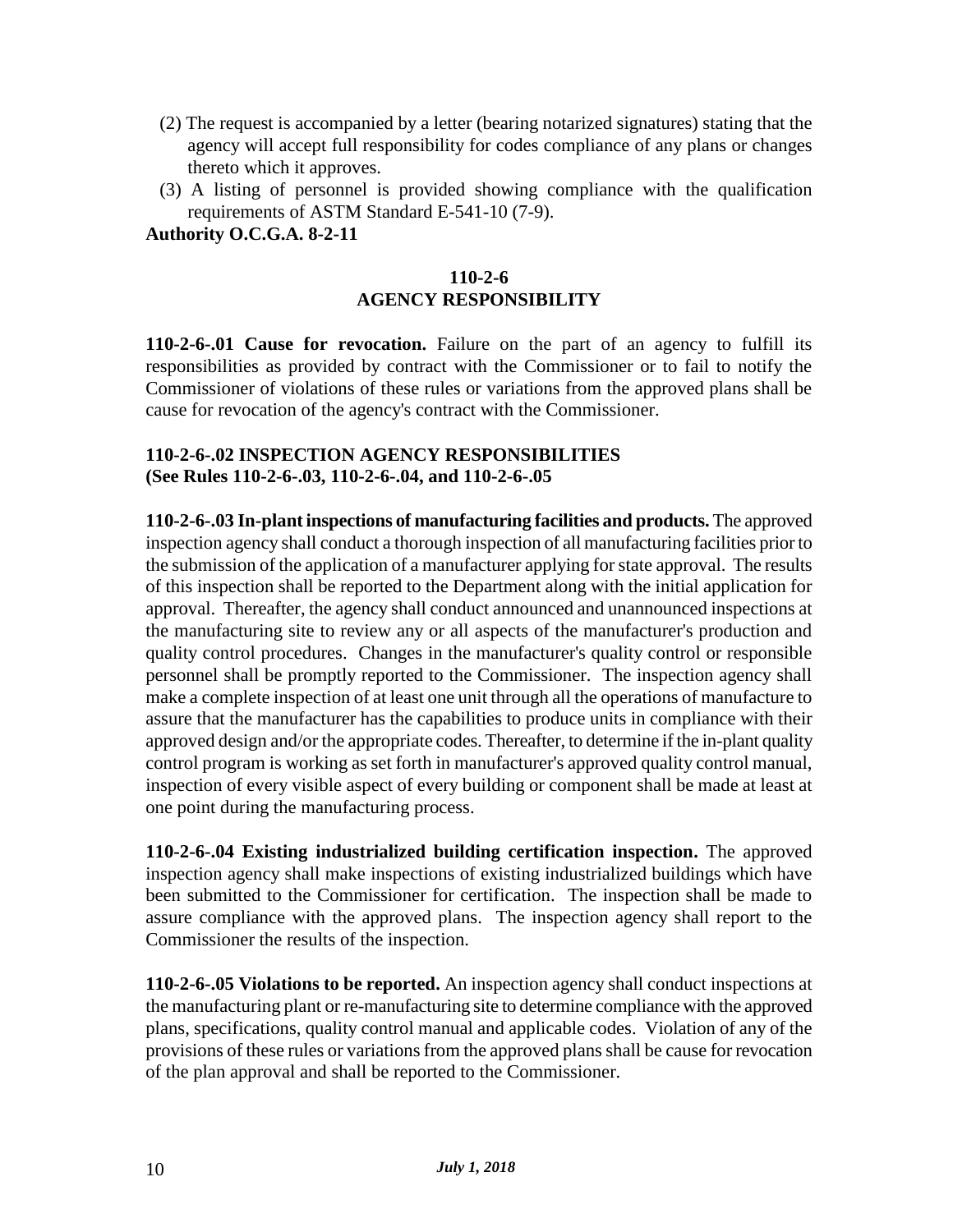(2) The request is accompanied by a letter (bearing notarized signatures) stating that the agency will accept full responsibility for codes compliance of any plans or changes thereto which it approves.

(3) A listing of personnel is provided showing compliance with the qualification requirements of ASTM Standard E-541-10 (7-9).

**Authority O.C.G.A. 8-2-11**

## 110-2-6
## AGENCY RESPONSIBILITY

**110-2-6-.01 Cause for revocation.** Failure on the part of an agency to fulfill its responsibilities as provided by contract with the Commissioner or to fail to notify the Commissioner of violations of these rules or variations from the approved plans shall be cause for revocation of the agency's contract with the Commissioner.

**110-2-6-.02 INSPECTION AGENCY RESPONSIBILITIES (See Rules 110-2-6-.03, 110-2-6-.04, and 110-2-6-.05**

**110-2-6-.03 In-plant inspections of manufacturing facilities and products.** The approved inspection agency shall conduct a thorough inspection of all manufacturing facilities prior to the submission of the application of a manufacturer applying for state approval. The results of this inspection shall be reported to the Department along with the initial application for approval. Thereafter, the agency shall conduct announced and unannounced inspections at the manufacturing site to review any or all aspects of the manufacturer's production and quality control procedures. Changes in the manufacturer's quality control or responsible personnel shall be promptly reported to the Commissioner. The inspection agency shall make a complete inspection of at least one unit through all the operations of manufacture to assure that the manufacturer has the capabilities to produce units in compliance with their approved design and/or the appropriate codes. Thereafter, to determine if the in-plant quality control program is working as set forth in manufacturer's approved quality control manual, inspection of every visible aspect of every building or component shall be made at least at one point during the manufacturing process.

**110-2-6-.04 Existing industrialized building certification inspection.** The approved inspection agency shall make inspections of existing industrialized buildings which have been submitted to the Commissioner for certification. The inspection shall be made to assure compliance with the approved plans. The inspection agency shall report to the Commissioner the results of the inspection.

**110-2-6-.05 Violations to be reported.** An inspection agency shall conduct inspections at the manufacturing plant or re-manufacturing site to determine compliance with the approved plans, specifications, quality control manual and applicable codes. Violation of any of the provisions of these rules or variations from the approved plans shall be cause for revocation of the plan approval and shall be reported to the Commissioner.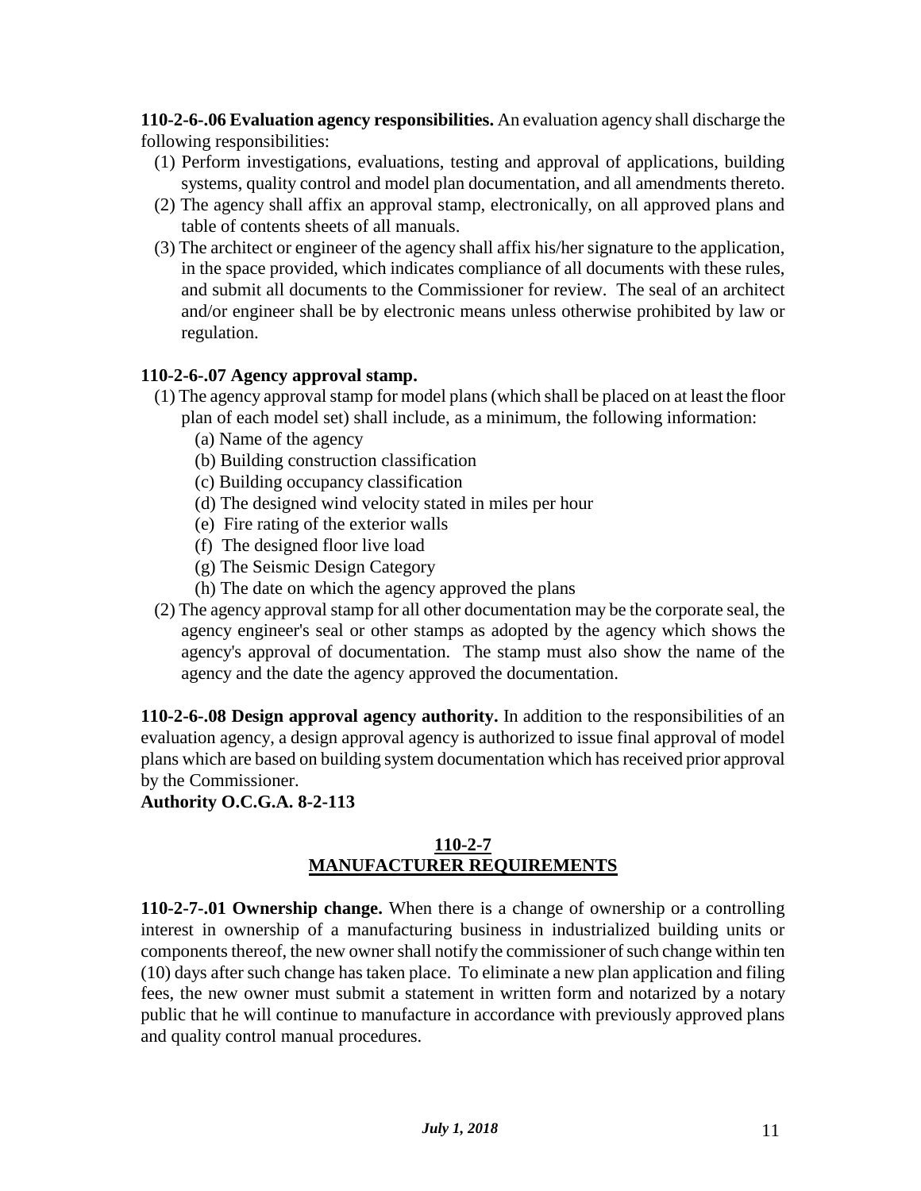**110-2-6-.06 Evaluation agency responsibilities.** An evaluation agency shall discharge the following responsibilities:

(1) Perform investigations, evaluations, testing and approval of applications, building systems, quality control and model plan documentation, and all amendments thereto.

(2) The agency shall affix an approval stamp, electronically, on all approved plans and table of contents sheets of all manuals.

(3) The architect or engineer of the agency shall affix his/her signature to the application, in the space provided, which indicates compliance of all documents with these rules, and submit all documents to the Commissioner for review. The seal of an architect and/or engineer shall be by electronic means unless otherwise prohibited by law or regulation.

**110-2-6-.07 Agency approval stamp.**

(1) The agency approval stamp for model plans (which shall be placed on at least the floor plan of each model set) shall include, as a minimum, the following information:

- (a) Name of the agency
- (b) Building construction classification
- (c) Building occupancy classification
- (d) The designed wind velocity stated in miles per hour
- (e) Fire rating of the exterior walls
- (f) The designed floor live load
- (g) The Seismic Design Category
- (h) The date on which the agency approved the plans

(2) The agency approval stamp for all other documentation may be the corporate seal, the agency engineer's seal or other stamps as adopted by the agency which shows the agency's approval of documentation. The stamp must also show the name of the agency and the date the agency approved the documentation.

**110-2-6-.08 Design approval agency authority.** In addition to the responsibilities of an evaluation agency, a design approval agency is authorized to issue final approval of model plans which are based on building system documentation which has received prior approval by the Commissioner.

**Authority O.C.G.A. 8-2-113**

## 110-2-7
## MANUFACTURER REQUIREMENTS

**110-2-7-.01 Ownership change.** When there is a change of ownership or a controlling interest in ownership of a manufacturing business in industrialized building units or components thereof, the new owner shall notify the commissioner of such change within ten (10) days after such change has taken place. To eliminate a new plan application and filing fees, the new owner must submit a statement in written form and notarized by a notary public that he will continue to manufacture in accordance with previously approved plans and quality control manual procedures.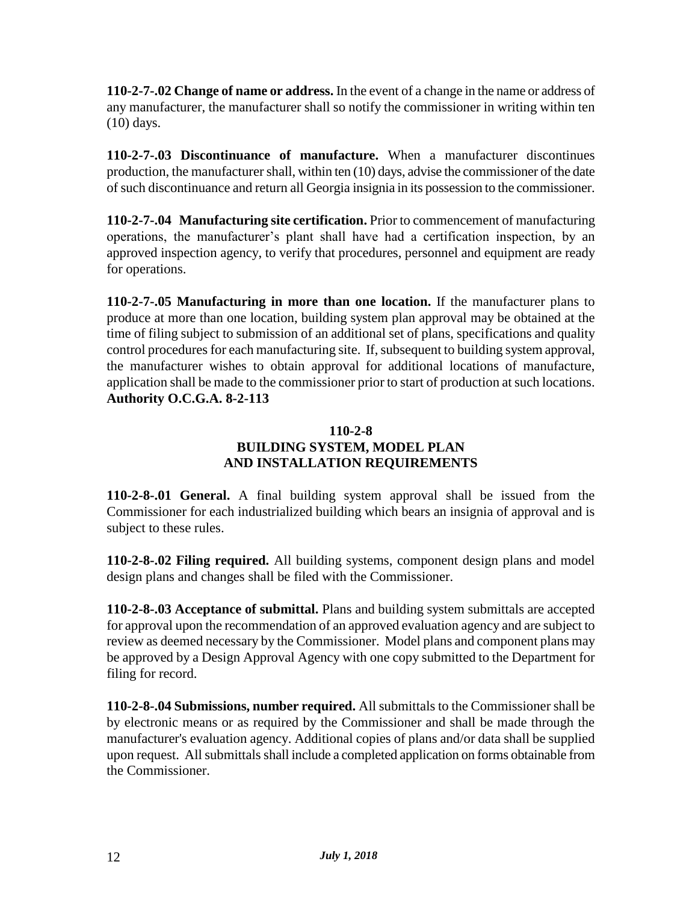**110-2-7-.02 Change of name or address.** In the event of a change in the name or address of any manufacturer, the manufacturer shall so notify the commissioner in writing within ten (10) days.

**110-2-7-.03 Discontinuance of manufacture.** When a manufacturer discontinues production, the manufacturer shall, within ten (10) days, advise the commissioner of the date of such discontinuance and return all Georgia insignia in its possession to the commissioner.

**110-2-7-.04 Manufacturing site certification.** Prior to commencement of manufacturing operations, the manufacturer's plant shall have had a certification inspection, by an approved inspection agency, to verify that procedures, personnel and equipment are ready for operations.

**110-2-7-.05 Manufacturing in more than one location.** If the manufacturer plans to produce at more than one location, building system plan approval may be obtained at the time of filing subject to submission of an additional set of plans, specifications and quality control procedures for each manufacturing site. If, subsequent to building system approval, the manufacturer wishes to obtain approval for additional locations of manufacture, application shall be made to the commissioner prior to start of production at such locations.
**Authority O.C.G.A. 8-2-113**

## 110-2-8
## BUILDING SYSTEM, MODEL PLAN AND INSTALLATION REQUIREMENTS

**110-2-8-.01 General.** A final building system approval shall be issued from the Commissioner for each industrialized building which bears an insignia of approval and is subject to these rules.

**110-2-8-.02 Filing required.** All building systems, component design plans and model design plans and changes shall be filed with the Commissioner.

**110-2-8-.03 Acceptance of submittal.** Plans and building system submittals are accepted for approval upon the recommendation of an approved evaluation agency and are subject to review as deemed necessary by the Commissioner. Model plans and component plans may be approved by a Design Approval Agency with one copy submitted to the Department for filing for record.

**110-2-8-.04 Submissions, number required.** All submittals to the Commissioner shall be by electronic means or as required by the Commissioner and shall be made through the manufacturer's evaluation agency. Additional copies of plans and/or data shall be supplied upon request. All submittals shall include a completed application on forms obtainable from the Commissioner.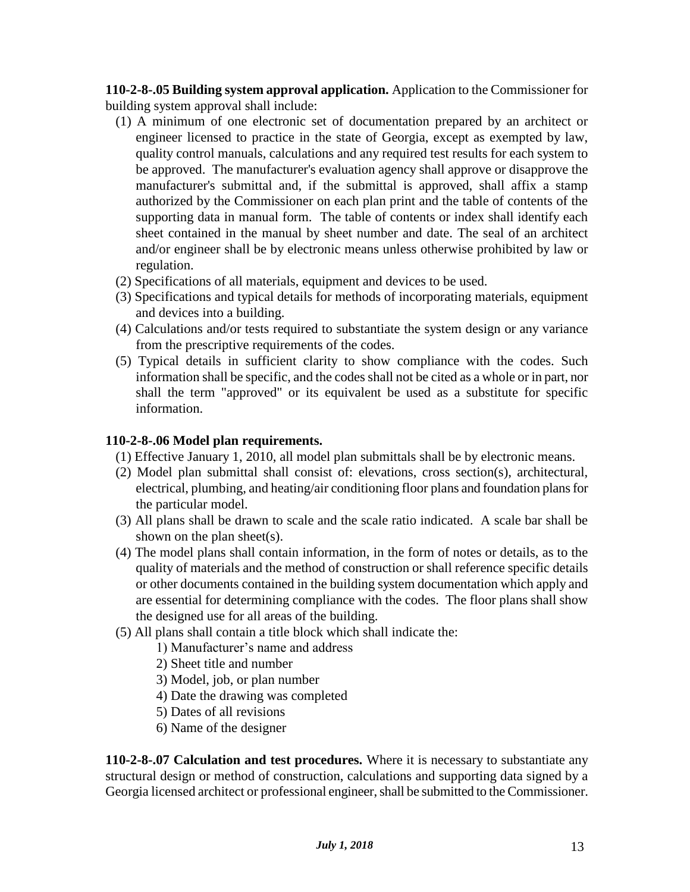**110-2-8-.05 Building system approval application.** Application to the Commissioner for building system approval shall include:

(1) A minimum of one electronic set of documentation prepared by an architect or engineer licensed to practice in the state of Georgia, except as exempted by law, quality control manuals, calculations and any required test results for each system to be approved. The manufacturer's evaluation agency shall approve or disapprove the manufacturer's submittal and, if the submittal is approved, shall affix a stamp authorized by the Commissioner on each plan print and the table of contents of the supporting data in manual form. The table of contents or index shall identify each sheet contained in the manual by sheet number and date. The seal of an architect and/or engineer shall be by electronic means unless otherwise prohibited by law or regulation.

(2) Specifications of all materials, equipment and devices to be used.

(3) Specifications and typical details for methods of incorporating materials, equipment and devices into a building.

(4) Calculations and/or tests required to substantiate the system design or any variance from the prescriptive requirements of the codes.

(5) Typical details in sufficient clarity to show compliance with the codes. Such information shall be specific, and the codes shall not be cited as a whole or in part, nor shall the term "approved" or its equivalent be used as a substitute for specific information.

**110-2-8-.06 Model plan requirements.**

(1) Effective January 1, 2010, all model plan submittals shall be by electronic means.

(2) Model plan submittal shall consist of: elevations, cross section(s), architectural, electrical, plumbing, and heating/air conditioning floor plans and foundation plans for the particular model.

(3) All plans shall be drawn to scale and the scale ratio indicated. A scale bar shall be shown on the plan sheet(s).

(4) The model plans shall contain information, in the form of notes or details, as to the quality of materials and the method of construction or shall reference specific details or other documents contained in the building system documentation which apply and are essential for determining compliance with the codes. The floor plans shall show the designed use for all areas of the building.

(5) All plans shall contain a title block which shall indicate the:

1) Manufacturer's name and address
2) Sheet title and number
3) Model, job, or plan number
4) Date the drawing was completed
5) Dates of all revisions
6) Name of the designer

**110-2-8-.07 Calculation and test procedures.** Where it is necessary to substantiate any structural design or method of construction, calculations and supporting data signed by a Georgia licensed architect or professional engineer, shall be submitted to the Commissioner.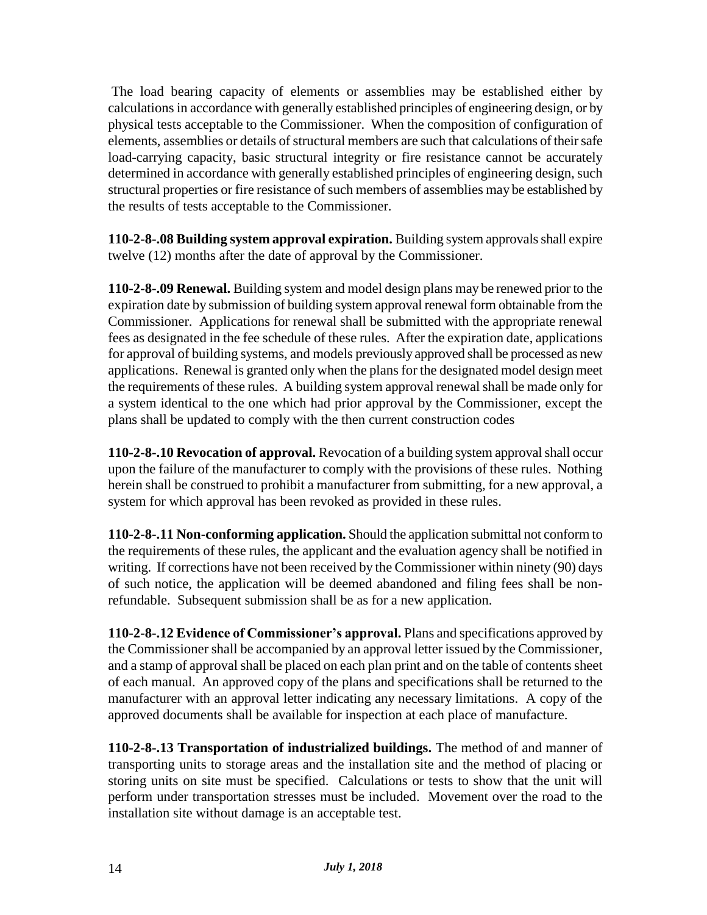The load bearing capacity of elements or assemblies may be established either by calculations in accordance with generally established principles of engineering design, or by physical tests acceptable to the Commissioner. When the composition of configuration of elements, assemblies or details of structural members are such that calculations of their safe load-carrying capacity, basic structural integrity or fire resistance cannot be accurately determined in accordance with generally established principles of engineering design, such structural properties or fire resistance of such members of assemblies may be established by the results of tests acceptable to the Commissioner.

**110-2-8-.08 Building system approval expiration.** Building system approvals shall expire twelve (12) months after the date of approval by the Commissioner.

**110-2-8-.09 Renewal.** Building system and model design plans may be renewed prior to the expiration date by submission of building system approval renewal form obtainable from the Commissioner. Applications for renewal shall be submitted with the appropriate renewal fees as designated in the fee schedule of these rules. After the expiration date, applications for approval of building systems, and models previously approved shall be processed as new applications. Renewal is granted only when the plans for the designated model design meet the requirements of these rules. A building system approval renewal shall be made only for a system identical to the one which had prior approval by the Commissioner, except the plans shall be updated to comply with the then current construction codes

**110-2-8-.10 Revocation of approval.** Revocation of a building system approval shall occur upon the failure of the manufacturer to comply with the provisions of these rules. Nothing herein shall be construed to prohibit a manufacturer from submitting, for a new approval, a system for which approval has been revoked as provided in these rules.

**110-2-8-.11 Non-conforming application.** Should the application submittal not conform to the requirements of these rules, the applicant and the evaluation agency shall be notified in writing. If corrections have not been received by the Commissioner within ninety (90) days of such notice, the application will be deemed abandoned and filing fees shall be non-refundable. Subsequent submission shall be as for a new application.

**110-2-8-.12 Evidence of Commissioner's approval.** Plans and specifications approved by the Commissioner shall be accompanied by an approval letter issued by the Commissioner, and a stamp of approval shall be placed on each plan print and on the table of contents sheet of each manual. An approved copy of the plans and specifications shall be returned to the manufacturer with an approval letter indicating any necessary limitations. A copy of the approved documents shall be available for inspection at each place of manufacture.

**110-2-8-.13 Transportation of industrialized buildings.** The method of and manner of transporting units to storage areas and the installation site and the method of placing or storing units on site must be specified. Calculations or tests to show that the unit will perform under transportation stresses must be included. Movement over the road to the installation site without damage is an acceptable test.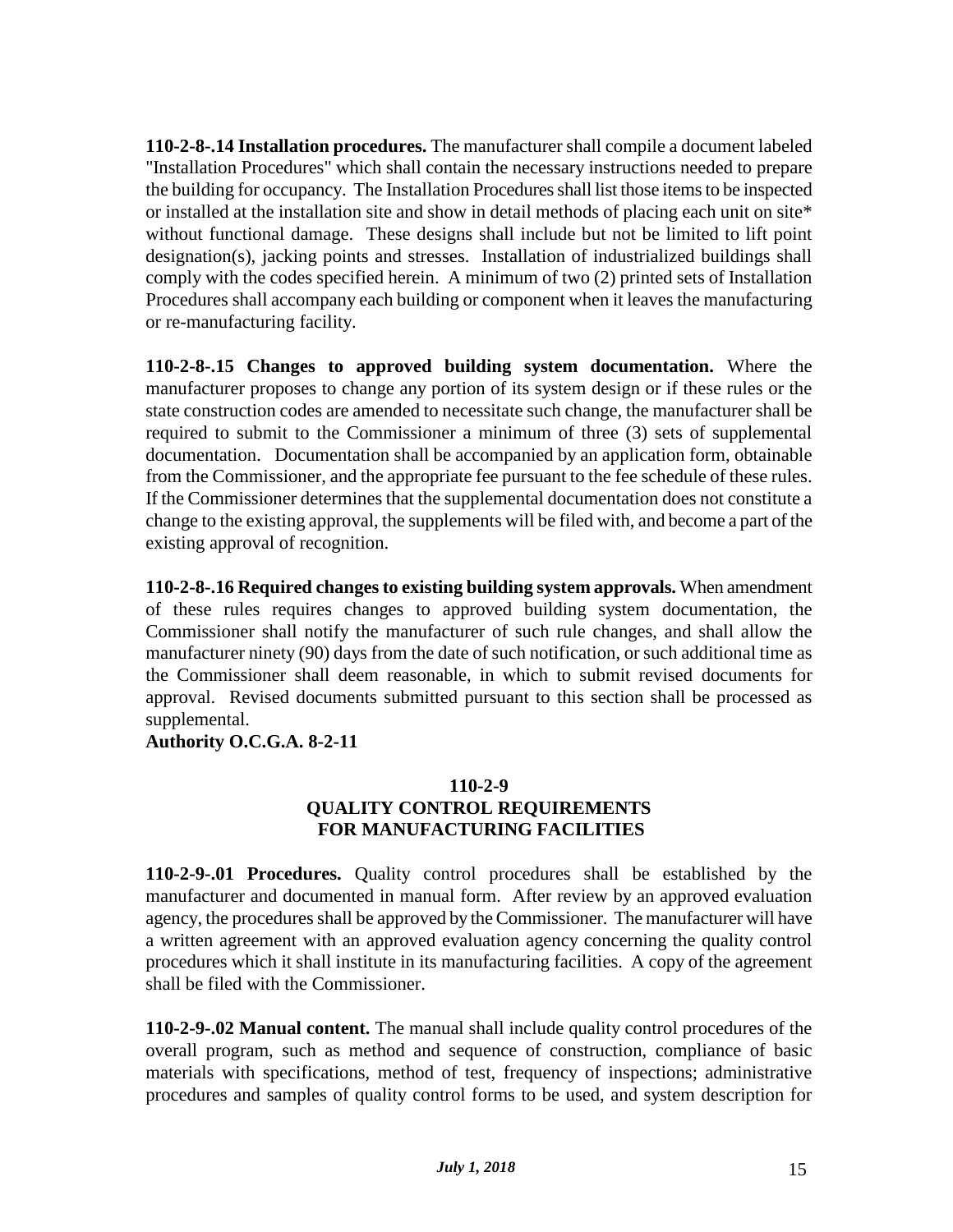**110-2-8-.14 Installation procedures.** The manufacturer shall compile a document labeled "Installation Procedures" which shall contain the necessary instructions needed to prepare the building for occupancy. The Installation Procedures shall list those items to be inspected or installed at the installation site and show in detail methods of placing each unit on site* without functional damage. These designs shall include but not be limited to lift point designation(s), jacking points and stresses. Installation of industrialized buildings shall comply with the codes specified herein. A minimum of two (2) printed sets of Installation Procedures shall accompany each building or component when it leaves the manufacturing or re-manufacturing facility.

**110-2-8-.15 Changes to approved building system documentation.** Where the manufacturer proposes to change any portion of its system design or if these rules or the state construction codes are amended to necessitate such change, the manufacturer shall be required to submit to the Commissioner a minimum of three (3) sets of supplemental documentation. Documentation shall be accompanied by an application form, obtainable from the Commissioner, and the appropriate fee pursuant to the fee schedule of these rules. If the Commissioner determines that the supplemental documentation does not constitute a change to the existing approval, the supplements will be filed with, and become a part of the existing approval of recognition.

**110-2-8-.16 Required changes to existing building system approvals.** When amendment of these rules requires changes to approved building system documentation, the Commissioner shall notify the manufacturer of such rule changes, and shall allow the manufacturer ninety (90) days from the date of such notification, or such additional time as the Commissioner shall deem reasonable, in which to submit revised documents for approval. Revised documents submitted pursuant to this section shall be processed as supplemental.

**Authority O.C.G.A. 8-2-11**

## 110-2-9
## QUALITY CONTROL REQUIREMENTS FOR MANUFACTURING FACILITIES

**110-2-9-.01 Procedures.** Quality control procedures shall be established by the manufacturer and documented in manual form. After review by an approved evaluation agency, the procedures shall be approved by the Commissioner. The manufacturer will have a written agreement with an approved evaluation agency concerning the quality control procedures which it shall institute in its manufacturing facilities. A copy of the agreement shall be filed with the Commissioner.

**110-2-9-.02 Manual content.** The manual shall include quality control procedures of the overall program, such as method and sequence of construction, compliance of basic materials with specifications, method of test, frequency of inspections; administrative procedures and samples of quality control forms to be used, and system description for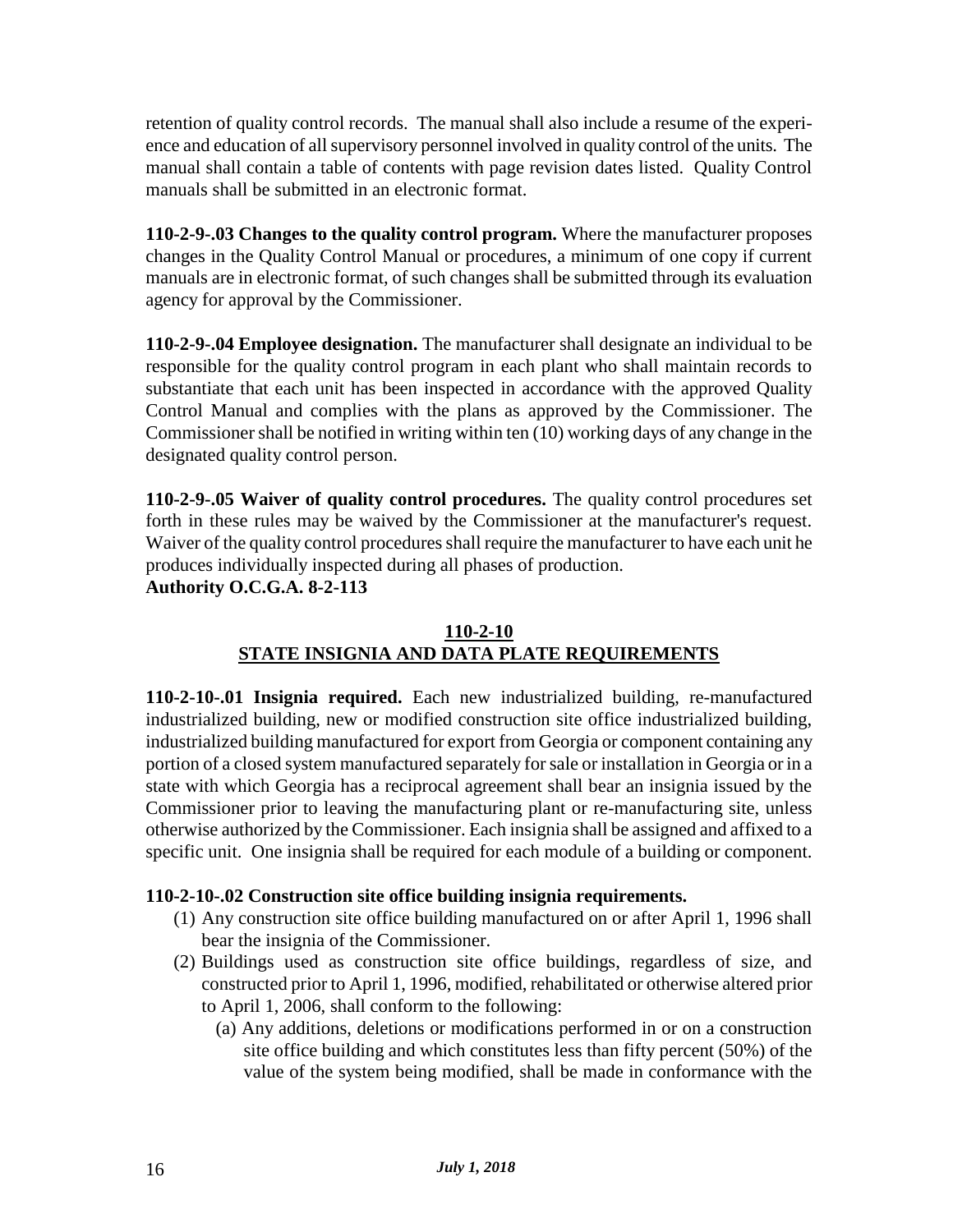retention of quality control records. The manual shall also include a resume of the experience and education of all supervisory personnel involved in quality control of the units. The manual shall contain a table of contents with page revision dates listed. Quality Control manuals shall be submitted in an electronic format.

**110-2-9-.03 Changes to the quality control program.** Where the manufacturer proposes changes in the Quality Control Manual or procedures, a minimum of one copy if current manuals are in electronic format, of such changes shall be submitted through its evaluation agency for approval by the Commissioner.

**110-2-9-.04 Employee designation.** The manufacturer shall designate an individual to be responsible for the quality control program in each plant who shall maintain records to substantiate that each unit has been inspected in accordance with the approved Quality Control Manual and complies with the plans as approved by the Commissioner. The Commissioner shall be notified in writing within ten (10) working days of any change in the designated quality control person.

**110-2-9-.05 Waiver of quality control procedures.** The quality control procedures set forth in these rules may be waived by the Commissioner at the manufacturer's request. Waiver of the quality control procedures shall require the manufacturer to have each unit he produces individually inspected during all phases of production.
**Authority O.C.G.A. 8-2-113**

## 110-2-10
## STATE INSIGNIA AND DATA PLATE REQUIREMENTS

**110-2-10-.01 Insignia required.** Each new industrialized building, re-manufactured industrialized building, new or modified construction site office industrialized building, industrialized building manufactured for export from Georgia or component containing any portion of a closed system manufactured separately for sale or installation in Georgia or in a state with which Georgia has a reciprocal agreement shall bear an insignia issued by the Commissioner prior to leaving the manufacturing plant or re-manufacturing site, unless otherwise authorized by the Commissioner. Each insignia shall be assigned and affixed to a specific unit. One insignia shall be required for each module of a building or component.

**110-2-10-.02 Construction site office building insignia requirements.**

(1) Any construction site office building manufactured on or after April 1, 1996 shall bear the insignia of the Commissioner.

(2) Buildings used as construction site office buildings, regardless of size, and constructed prior to April 1, 1996, modified, rehabilitated or otherwise altered prior to April 1, 2006, shall conform to the following:

   (a) Any additions, deletions or modifications performed in or on a construction site office building and which constitutes less than fifty percent (50%) of the value of the system being modified, shall be made in conformance with the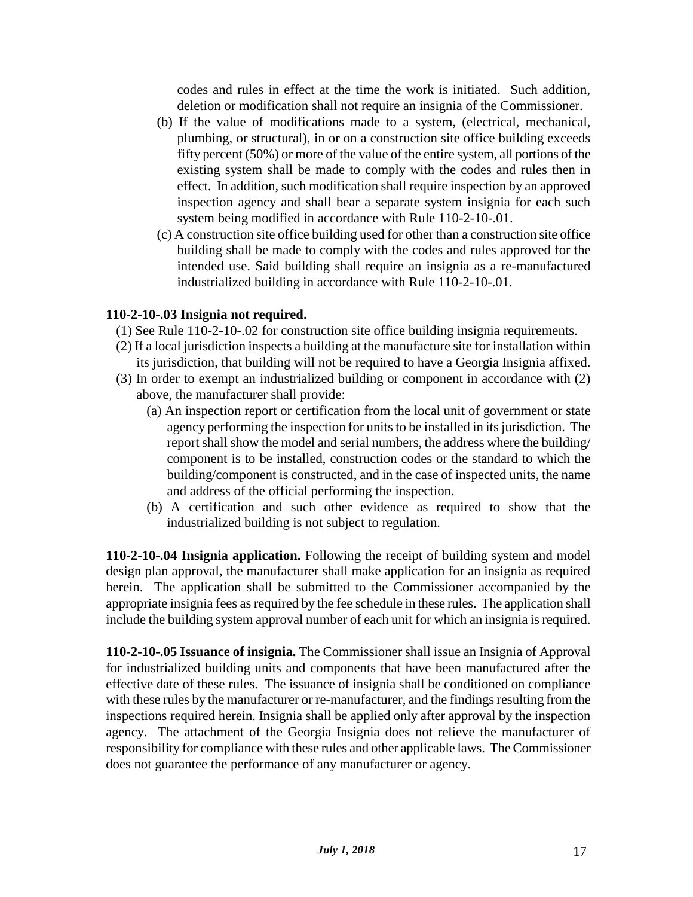codes and rules in effect at the time the work is initiated. Such addition, deletion or modification shall not require an insignia of the Commissioner.

(b) If the value of modifications made to a system, (electrical, mechanical, plumbing, or structural), in or on a construction site office building exceeds fifty percent (50%) or more of the value of the entire system, all portions of the existing system shall be made to comply with the codes and rules then in effect. In addition, such modification shall require inspection by an approved inspection agency and shall bear a separate system insignia for each such system being modified in accordance with Rule 110-2-10-.01.

(c) A construction site office building used for other than a construction site office building shall be made to comply with the codes and rules approved for the intended use. Said building shall require an insignia as a re-manufactured industrialized building in accordance with Rule 110-2-10-.01.

**110-2-10-.03 Insignia not required.**

(1) See Rule 110-2-10-.02 for construction site office building insignia requirements.

(2) If a local jurisdiction inspects a building at the manufacture site for installation within its jurisdiction, that building will not be required to have a Georgia Insignia affixed.

(3) In order to exempt an industrialized building or component in accordance with (2) above, the manufacturer shall provide:

(a) An inspection report or certification from the local unit of government or state agency performing the inspection for units to be installed in its jurisdiction. The report shall show the model and serial numbers, the address where the building/ component is to be installed, construction codes or the standard to which the building/component is constructed, and in the case of inspected units, the name and address of the official performing the inspection.

(b) A certification and such other evidence as required to show that the industrialized building is not subject to regulation.

**110-2-10-.04 Insignia application.** Following the receipt of building system and model design plan approval, the manufacturer shall make application for an insignia as required herein. The application shall be submitted to the Commissioner accompanied by the appropriate insignia fees as required by the fee schedule in these rules. The application shall include the building system approval number of each unit for which an insignia is required.

**110-2-10-.05 Issuance of insignia.** The Commissioner shall issue an Insignia of Approval for industrialized building units and components that have been manufactured after the effective date of these rules. The issuance of insignia shall be conditioned on compliance with these rules by the manufacturer or re-manufacturer, and the findings resulting from the inspections required herein. Insignia shall be applied only after approval by the inspection agency. The attachment of the Georgia Insignia does not relieve the manufacturer of responsibility for compliance with these rules and other applicable laws. The Commissioner does not guarantee the performance of any manufacturer or agency.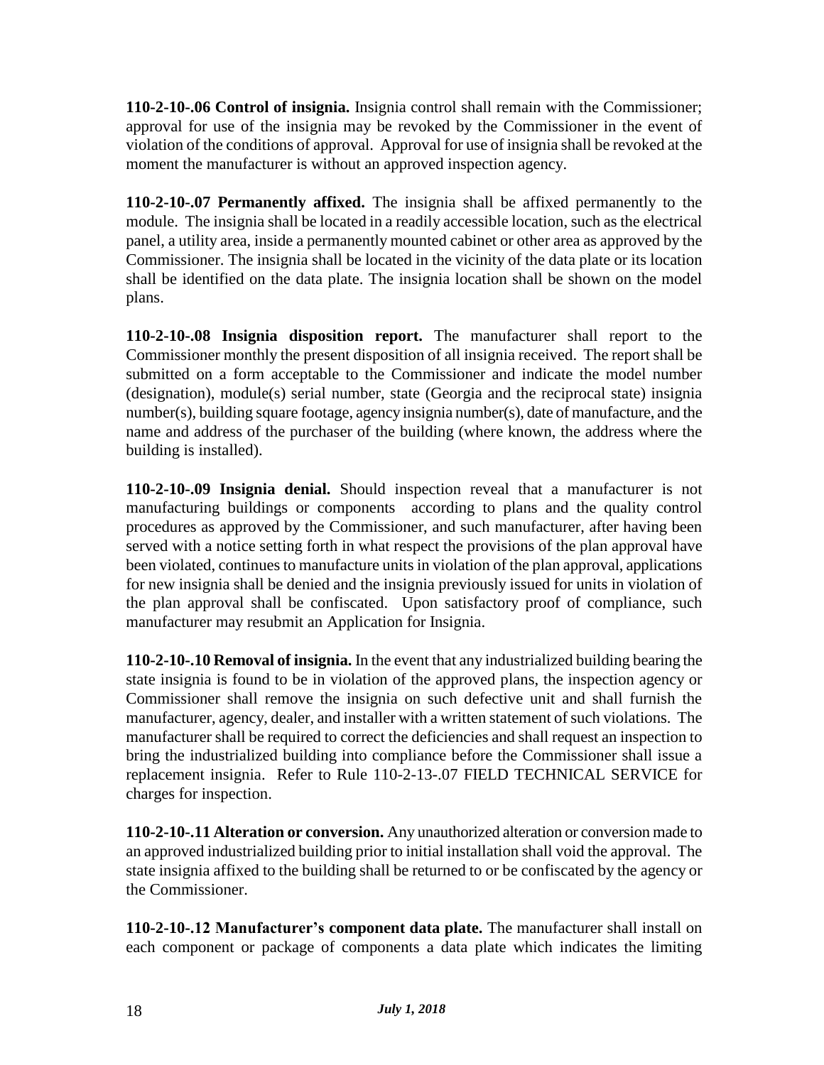**110-2-10-.06 Control of insignia.** Insignia control shall remain with the Commissioner; approval for use of the insignia may be revoked by the Commissioner in the event of violation of the conditions of approval. Approval for use of insignia shall be revoked at the moment the manufacturer is without an approved inspection agency.

**110-2-10-.07 Permanently affixed.** The insignia shall be affixed permanently to the module. The insignia shall be located in a readily accessible location, such as the electrical panel, a utility area, inside a permanently mounted cabinet or other area as approved by the Commissioner. The insignia shall be located in the vicinity of the data plate or its location shall be identified on the data plate. The insignia location shall be shown on the model plans.

**110-2-10-.08 Insignia disposition report.** The manufacturer shall report to the Commissioner monthly the present disposition of all insignia received. The report shall be submitted on a form acceptable to the Commissioner and indicate the model number (designation), module(s) serial number, state (Georgia and the reciprocal state) insignia number(s), building square footage, agency insignia number(s), date of manufacture, and the name and address of the purchaser of the building (where known, the address where the building is installed).

**110-2-10-.09 Insignia denial.** Should inspection reveal that a manufacturer is not manufacturing buildings or components according to plans and the quality control procedures as approved by the Commissioner, and such manufacturer, after having been served with a notice setting forth in what respect the provisions of the plan approval have been violated, continues to manufacture units in violation of the plan approval, applications for new insignia shall be denied and the insignia previously issued for units in violation of the plan approval shall be confiscated. Upon satisfactory proof of compliance, such manufacturer may resubmit an Application for Insignia.

**110-2-10-.10 Removal of insignia.** In the event that any industrialized building bearing the state insignia is found to be in violation of the approved plans, the inspection agency or Commissioner shall remove the insignia on such defective unit and shall furnish the manufacturer, agency, dealer, and installer with a written statement of such violations. The manufacturer shall be required to correct the deficiencies and shall request an inspection to bring the industrialized building into compliance before the Commissioner shall issue a replacement insignia. Refer to Rule 110-2-13-.07 FIELD TECHNICAL SERVICE for charges for inspection.

**110-2-10-.11 Alteration or conversion.** Any unauthorized alteration or conversion made to an approved industrialized building prior to initial installation shall void the approval. The state insignia affixed to the building shall be returned to or be confiscated by the agency or the Commissioner.

**110-2-10-.12 Manufacturer's component data plate.** The manufacturer shall install on each component or package of components a data plate which indicates the limiting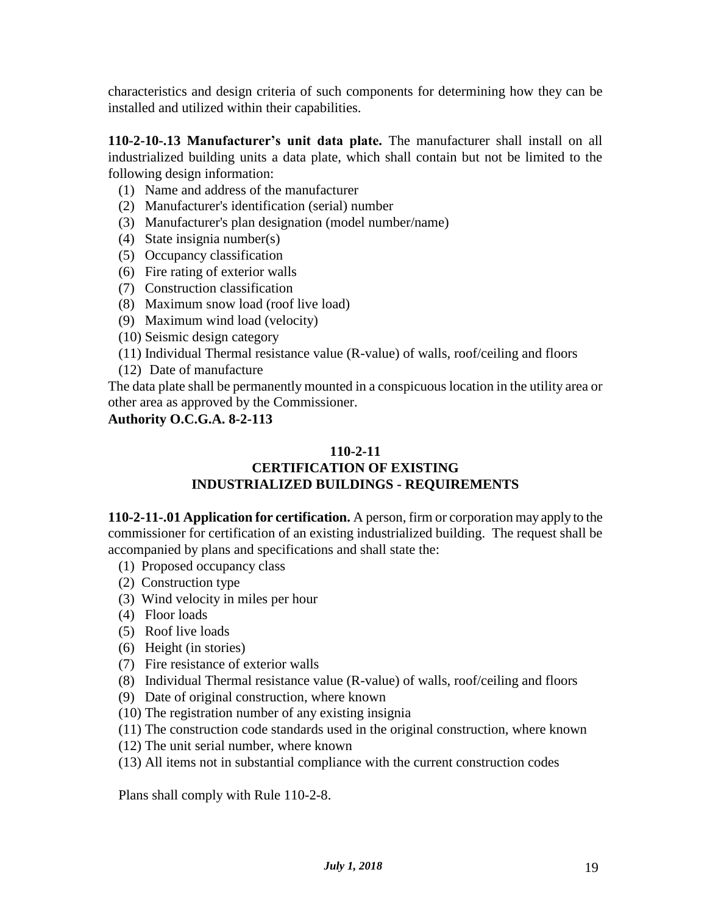characteristics and design criteria of such components for determining how they can be installed and utilized within their capabilities.

**110-2-10-.13 Manufacturer's unit data plate.** The manufacturer shall install on all industrialized building units a data plate, which shall contain but not be limited to the following design information:

(1) Name and address of the manufacturer
(2) Manufacturer's identification (serial) number
(3) Manufacturer's plan designation (model number/name)
(4) State insignia number(s)
(5) Occupancy classification
(6) Fire rating of exterior walls
(7) Construction classification
(8) Maximum snow load (roof live load)
(9) Maximum wind load (velocity)
(10) Seismic design category
(11) Individual Thermal resistance value (R-value) of walls, roof/ceiling and floors
(12) Date of manufacture

The data plate shall be permanently mounted in a conspicuous location in the utility area or other area as approved by the Commissioner.

**Authority O.C.G.A. 8-2-113**

## 110-2-11
## CERTIFICATION OF EXISTING INDUSTRIALIZED BUILDINGS - REQUIREMENTS

**110-2-11-.01 Application for certification.** A person, firm or corporation may apply to the commissioner for certification of an existing industrialized building. The request shall be accompanied by plans and specifications and shall state the:

(1) Proposed occupancy class
(2) Construction type
(3) Wind velocity in miles per hour
(4) Floor loads
(5) Roof live loads
(6) Height (in stories)
(7) Fire resistance of exterior walls
(8) Individual Thermal resistance value (R-value) of walls, roof/ceiling and floors
(9) Date of original construction, where known
(10) The registration number of any existing insignia
(11) The construction code standards used in the original construction, where known
(12) The unit serial number, where known
(13) All items not in substantial compliance with the current construction codes

Plans shall comply with Rule 110-2-8.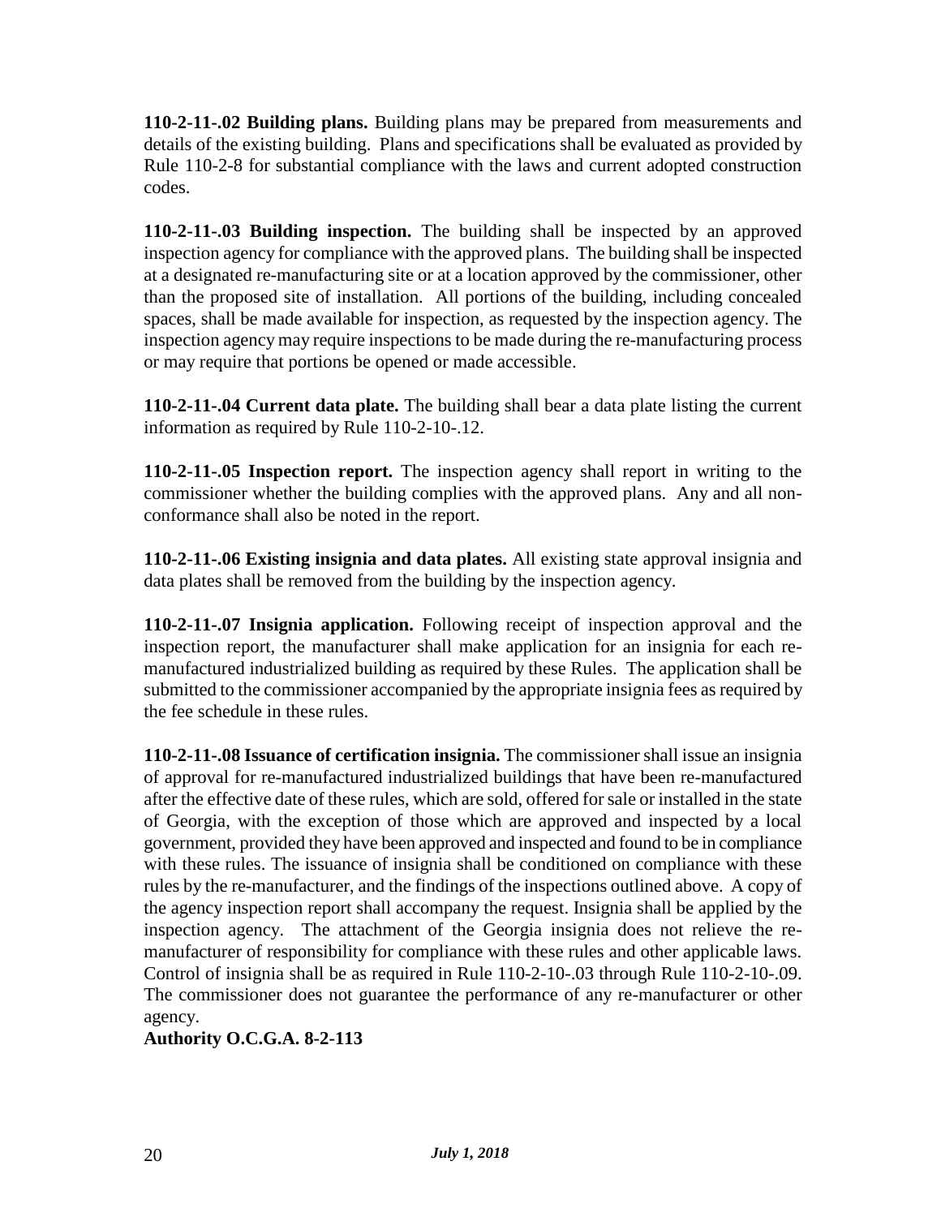**110-2-11-.02 Building plans.** Building plans may be prepared from measurements and details of the existing building. Plans and specifications shall be evaluated as provided by Rule 110-2-8 for substantial compliance with the laws and current adopted construction codes.

**110-2-11-.03 Building inspection.** The building shall be inspected by an approved inspection agency for compliance with the approved plans. The building shall be inspected at a designated re-manufacturing site or at a location approved by the commissioner, other than the proposed site of installation. All portions of the building, including concealed spaces, shall be made available for inspection, as requested by the inspection agency. The inspection agency may require inspections to be made during the re-manufacturing process or may require that portions be opened or made accessible.

**110-2-11-.04 Current data plate.** The building shall bear a data plate listing the current information as required by Rule 110-2-10-.12.

**110-2-11-.05 Inspection report.** The inspection agency shall report in writing to the commissioner whether the building complies with the approved plans. Any and all non-conformance shall also be noted in the report.

**110-2-11-.06 Existing insignia and data plates.** All existing state approval insignia and data plates shall be removed from the building by the inspection agency.

**110-2-11-.07 Insignia application.** Following receipt of inspection approval and the inspection report, the manufacturer shall make application for an insignia for each re-manufactured industrialized building as required by these Rules. The application shall be submitted to the commissioner accompanied by the appropriate insignia fees as required by the fee schedule in these rules.

**110-2-11-.08 Issuance of certification insignia.** The commissioner shall issue an insignia of approval for re-manufactured industrialized buildings that have been re-manufactured after the effective date of these rules, which are sold, offered for sale or installed in the state of Georgia, with the exception of those which are approved and inspected by a local government, provided they have been approved and inspected and found to be in compliance with these rules. The issuance of insignia shall be conditioned on compliance with these rules by the re-manufacturer, and the findings of the inspections outlined above. A copy of the agency inspection report shall accompany the request. Insignia shall be applied by the inspection agency. The attachment of the Georgia insignia does not relieve the re-manufacturer of responsibility for compliance with these rules and other applicable laws. Control of insignia shall be as required in Rule 110-2-10-.03 through Rule 110-2-10-.09. The commissioner does not guarantee the performance of any re-manufacturer or other agency.

**Authority O.C.G.A. 8-2-113**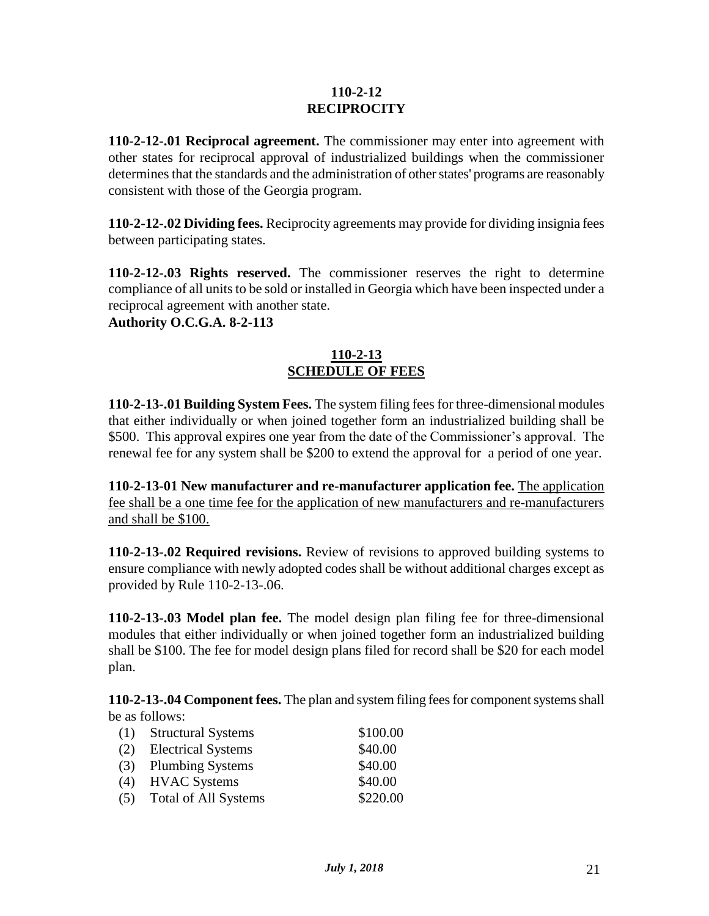## 110-2-12
## RECIPROCITY

**110-2-12-.01 Reciprocal agreement.** The commissioner may enter into agreement with other states for reciprocal approval of industrialized buildings when the commissioner determines that the standards and the administration of other states' programs are reasonably consistent with those of the Georgia program.

**110-2-12-.02 Dividing fees.** Reciprocity agreements may provide for dividing insignia fees between participating states.

**110-2-12-.03 Rights reserved.** The commissioner reserves the right to determine compliance of all units to be sold or installed in Georgia which have been inspected under a reciprocal agreement with another state.
**Authority O.C.G.A. 8-2-113**

## 110-2-13
## SCHEDULE OF FEES

**110-2-13-.01 Building System Fees.** The system filing fees for three-dimensional modules that either individually or when joined together form an industrialized building shall be \$500. This approval expires one year from the date of the Commissioner's approval. The renewal fee for any system shall be \$200 to extend the approval for a period of one year.

**110-2-13-01 New manufacturer and re-manufacturer application fee.** <u>The application fee shall be a one time fee for the application of new manufacturers and re-manufacturers and shall be \$100.</u>

**110-2-13-.02 Required revisions.** Review of revisions to approved building systems to ensure compliance with newly adopted codes shall be without additional charges except as provided by Rule 110-2-13-.06.

**110-2-13-.03 Model plan fee.** The model design plan filing fee for three-dimensional modules that either individually or when joined together form an industrialized building shall be \$100. The fee for model design plans filed for record shall be \$20 for each model plan.

**110-2-13-.04 Component fees.** The plan and system filing fees for component systems shall be as follows:

| | | |
|---|---|---|
| (1) | Structural Systems | \$100.00 |
| (2) | Electrical Systems | \$40.00 |
| (3) | Plumbing Systems | \$40.00 |
| (4) | HVAC Systems | \$40.00 |
| (5) | Total of All Systems | \$220.00 |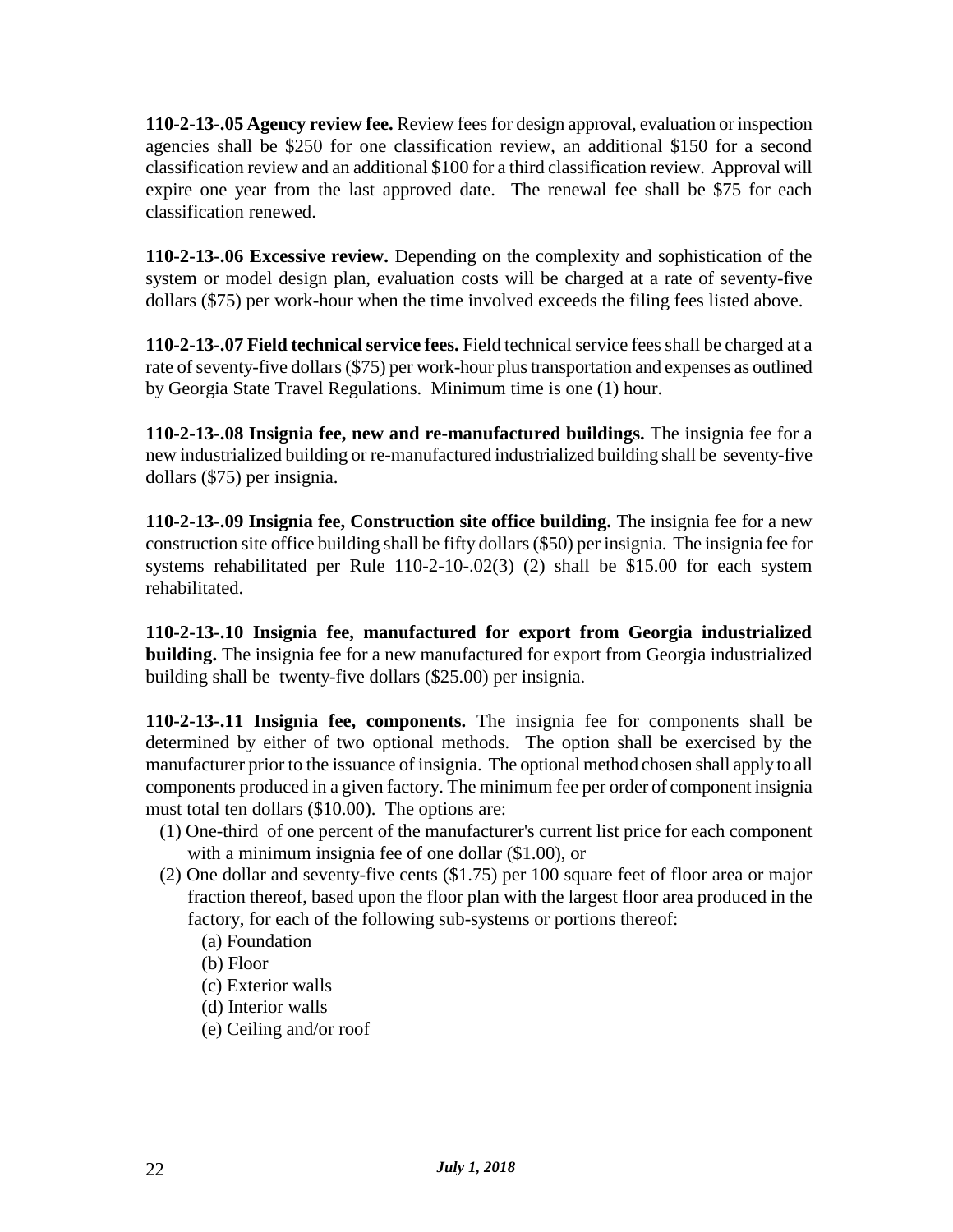**110-2-13-.05 Agency review fee.** Review fees for design approval, evaluation or inspection agencies shall be $250 for one classification review, an additional $150 for a second classification review and an additional $100 for a third classification review. Approval will expire one year from the last approved date. The renewal fee shall be $75 for each classification renewed.

**110-2-13-.06 Excessive review.** Depending on the complexity and sophistication of the system or model design plan, evaluation costs will be charged at a rate of seventy-five dollars ($75) per work-hour when the time involved exceeds the filing fees listed above.

**110-2-13-.07 Field technical service fees.** Field technical service fees shall be charged at a rate of seventy-five dollars ($75) per work-hour plus transportation and expenses as outlined by Georgia State Travel Regulations. Minimum time is one (1) hour.

**110-2-13-.08 Insignia fee, new and re-manufactured buildings.** The insignia fee for a new industrialized building or re-manufactured industrialized building shall be seventy-five dollars ($75) per insignia.

**110-2-13-.09 Insignia fee, Construction site office building.** The insignia fee for a new construction site office building shall be fifty dollars ($50) per insignia. The insignia fee for systems rehabilitated per Rule 110-2-10-.02(3) (2) shall be $15.00 for each system rehabilitated.

**110-2-13-.10 Insignia fee, manufactured for export from Georgia industrialized building.** The insignia fee for a new manufactured for export from Georgia industrialized building shall be twenty-five dollars ($25.00) per insignia.

**110-2-13-.11 Insignia fee, components.** The insignia fee for components shall be determined by either of two optional methods. The option shall be exercised by the manufacturer prior to the issuance of insignia. The optional method chosen shall apply to all components produced in a given factory. The minimum fee per order of component insignia must total ten dollars ($10.00). The options are:

(1) One-third of one percent of the manufacturer's current list price for each component with a minimum insignia fee of one dollar ($1.00), or

(2) One dollar and seventy-five cents ($1.75) per 100 square feet of floor area or major fraction thereof, based upon the floor plan with the largest floor area produced in the factory, for each of the following sub-systems or portions thereof:

   (a) Foundation

   (b) Floor

   (c) Exterior walls

   (d) Interior walls

   (e) Ceiling and/or roof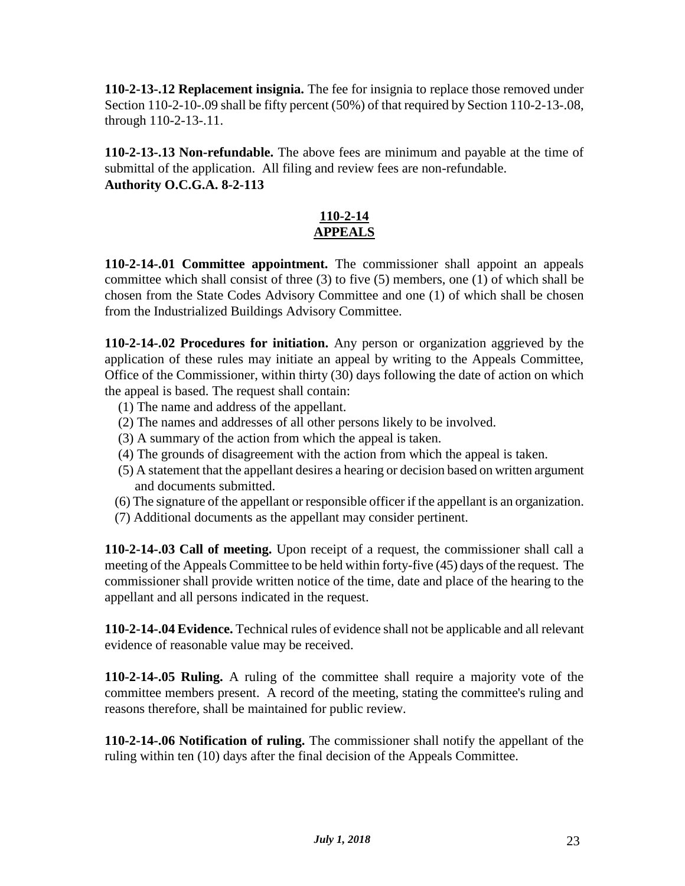**110-2-13-.12 Replacement insignia.** The fee for insignia to replace those removed under Section 110-2-10-.09 shall be fifty percent (50%) of that required by Section 110-2-13-.08, through 110-2-13-.11.

**110-2-13-.13 Non-refundable.** The above fees are minimum and payable at the time of submittal of the application. All filing and review fees are non-refundable.
**Authority O.C.G.A. 8-2-113**

## 110-2-14
## APPEALS

**110-2-14-.01 Committee appointment.** The commissioner shall appoint an appeals committee which shall consist of three (3) to five (5) members, one (1) of which shall be chosen from the State Codes Advisory Committee and one (1) of which shall be chosen from the Industrialized Buildings Advisory Committee.

**110-2-14-.02 Procedures for initiation.** Any person or organization aggrieved by the application of these rules may initiate an appeal by writing to the Appeals Committee, Office of the Commissioner, within thirty (30) days following the date of action on which the appeal is based. The request shall contain:

(1) The name and address of the appellant.
(2) The names and addresses of all other persons likely to be involved.
(3) A summary of the action from which the appeal is taken.
(4) The grounds of disagreement with the action from which the appeal is taken.
(5) A statement that the appellant desires a hearing or decision based on written argument and documents submitted.
(6) The signature of the appellant or responsible officer if the appellant is an organization.
(7) Additional documents as the appellant may consider pertinent.

**110-2-14-.03 Call of meeting.** Upon receipt of a request, the commissioner shall call a meeting of the Appeals Committee to be held within forty-five (45) days of the request. The commissioner shall provide written notice of the time, date and place of the hearing to the appellant and all persons indicated in the request.

**110-2-14-.04 Evidence.** Technical rules of evidence shall not be applicable and all relevant evidence of reasonable value may be received.

**110-2-14-.05 Ruling.** A ruling of the committee shall require a majority vote of the committee members present. A record of the meeting, stating the committee's ruling and reasons therefore, shall be maintained for public review.

**110-2-14-.06 Notification of ruling.** The commissioner shall notify the appellant of the ruling within ten (10) days after the final decision of the Appeals Committee.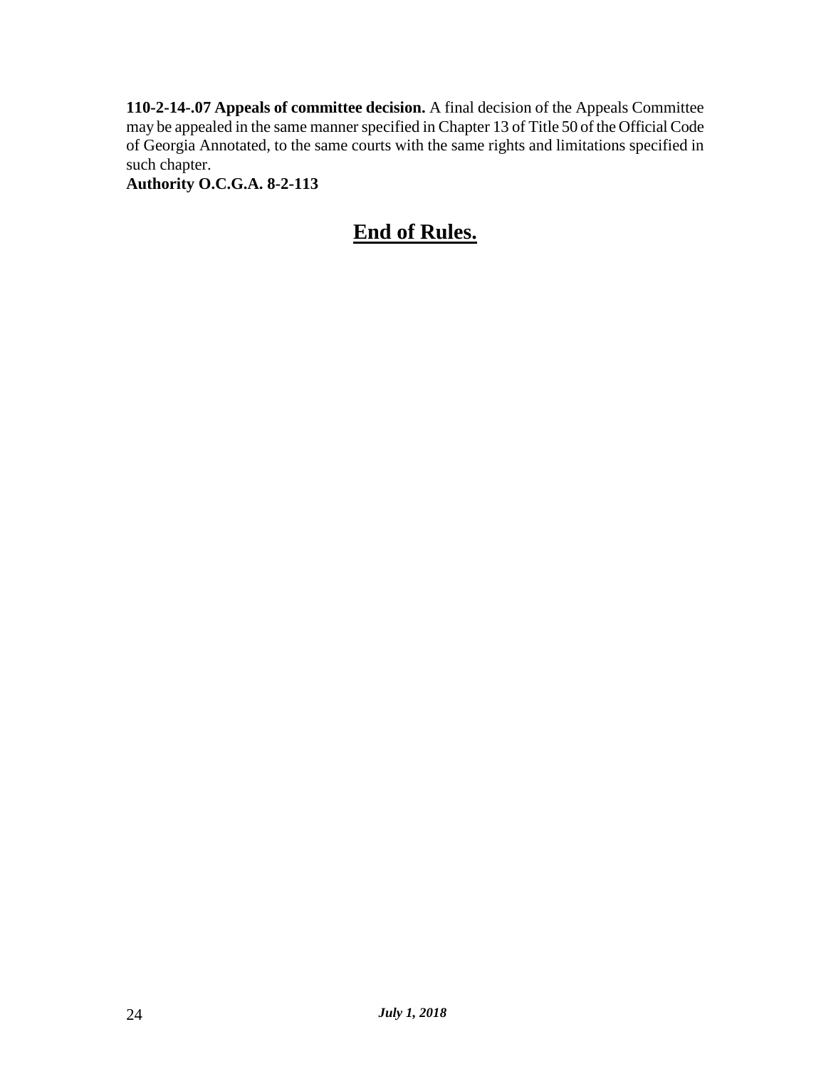**110-2-14-.07 Appeals of committee decision.** A final decision of the Appeals Committee may be appealed in the same manner specified in Chapter 13 of Title 50 of the Official Code of Georgia Annotated, to the same courts with the same rights and limitations specified in such chapter.
**Authority O.C.G.A. 8-2-113**

## **End of Rules.**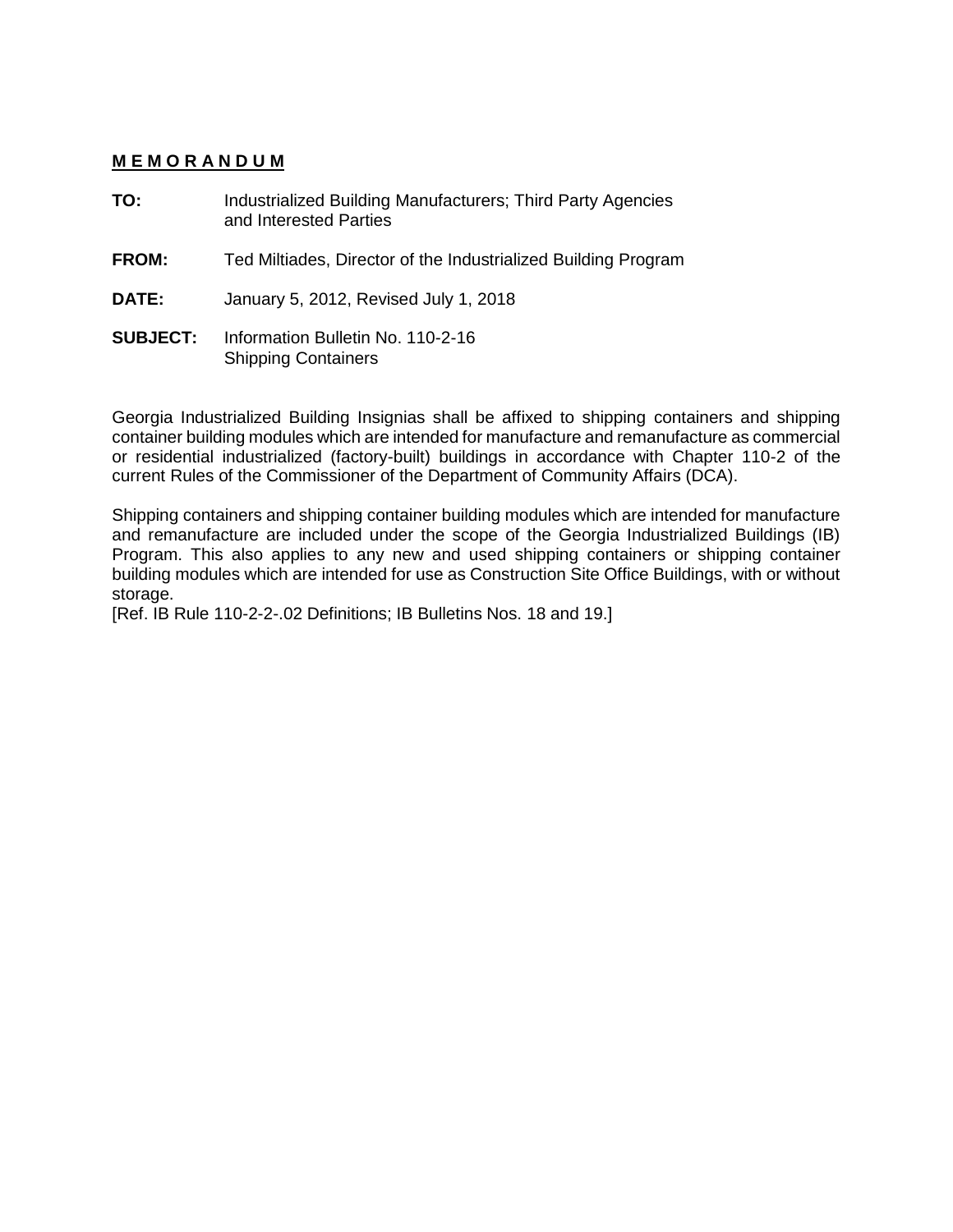**M E M O R A N D U M**

**TO:** Industrialized Building Manufacturers; Third Party Agencies and Interested Parties

**FROM:** Ted Miltiades, Director of the Industrialized Building Program

**DATE:** January 5, 2012, Revised July 1, 2018

**SUBJECT:** Information Bulletin No. 110-2-16
Shipping Containers

Georgia Industrialized Building Insignias shall be affixed to shipping containers and shipping container building modules which are intended for manufacture and remanufacture as commercial or residential industrialized (factory-built) buildings in accordance with Chapter 110-2 of the current Rules of the Commissioner of the Department of Community Affairs (DCA).

Shipping containers and shipping container building modules which are intended for manufacture and remanufacture are included under the scope of the Georgia Industrialized Buildings (IB) Program. This also applies to any new and used shipping containers or shipping container building modules which are intended for use as Construction Site Office Buildings, with or without storage.
[Ref. IB Rule 110-2-2-.02 Definitions; IB Bulletins Nos. 18 and 19.]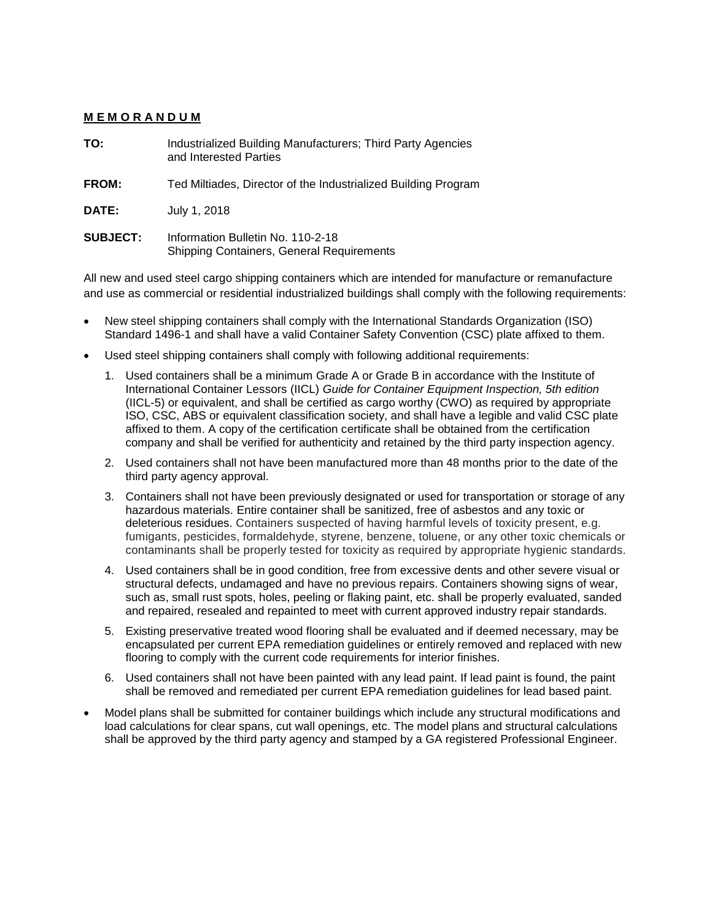**M E M O R A N D U M**

**TO:** Industrialized Building Manufacturers; Third Party Agencies and Interested Parties

**FROM:** Ted Miltiades, Director of the Industrialized Building Program

**DATE:** July 1, 2018

**SUBJECT:** Information Bulletin No. 110-2-18
Shipping Containers, General Requirements

All new and used steel cargo shipping containers which are intended for manufacture or remanufacture and use as commercial or residential industrialized buildings shall comply with the following requirements:

- New steel shipping containers shall comply with the International Standards Organization (ISO) Standard 1496-1 and shall have a valid Container Safety Convention (CSC) plate affixed to them.
- Used steel shipping containers shall comply with following additional requirements:
  1. Used containers shall be a minimum Grade A or Grade B in accordance with the Institute of International Container Lessors (IICL) *Guide for Container Equipment Inspection, 5th edition* (IICL-5) or equivalent, and shall be certified as cargo worthy (CWO) as required by appropriate ISO, CSC, ABS or equivalent classification society, and shall have a legible and valid CSC plate affixed to them. A copy of the certification certificate shall be obtained from the certification company and shall be verified for authenticity and retained by the third party inspection agency.
  2. Used containers shall not have been manufactured more than 48 months prior to the date of the third party agency approval.
  3. Containers shall not have been previously designated or used for transportation or storage of any hazardous materials. Entire container shall be sanitized, free of asbestos and any toxic or deleterious residues. Containers suspected of having harmful levels of toxicity present, e.g. fumigants, pesticides, formaldehyde, styrene, benzene, toluene, or any other toxic chemicals or contaminants shall be properly tested for toxicity as required by appropriate hygienic standards.
  4. Used containers shall be in good condition, free from excessive dents and other severe visual or structural defects, undamaged and have no previous repairs. Containers showing signs of wear, such as, small rust spots, holes, peeling or flaking paint, etc. shall be properly evaluated, sanded and repaired, resealed and repainted to meet with current approved industry repair standards.
  5. Existing preservative treated wood flooring shall be evaluated and if deemed necessary, may be encapsulated per current EPA remediation guidelines or entirely removed and replaced with new flooring to comply with the current code requirements for interior finishes.
  6. Used containers shall not have been painted with any lead paint. If lead paint is found, the paint shall be removed and remediated per current EPA remediation guidelines for lead based paint.
- Model plans shall be submitted for container buildings which include any structural modifications and load calculations for clear spans, cut wall openings, etc. The model plans and structural calculations shall be approved by the third party agency and stamped by a GA registered Professional Engineer.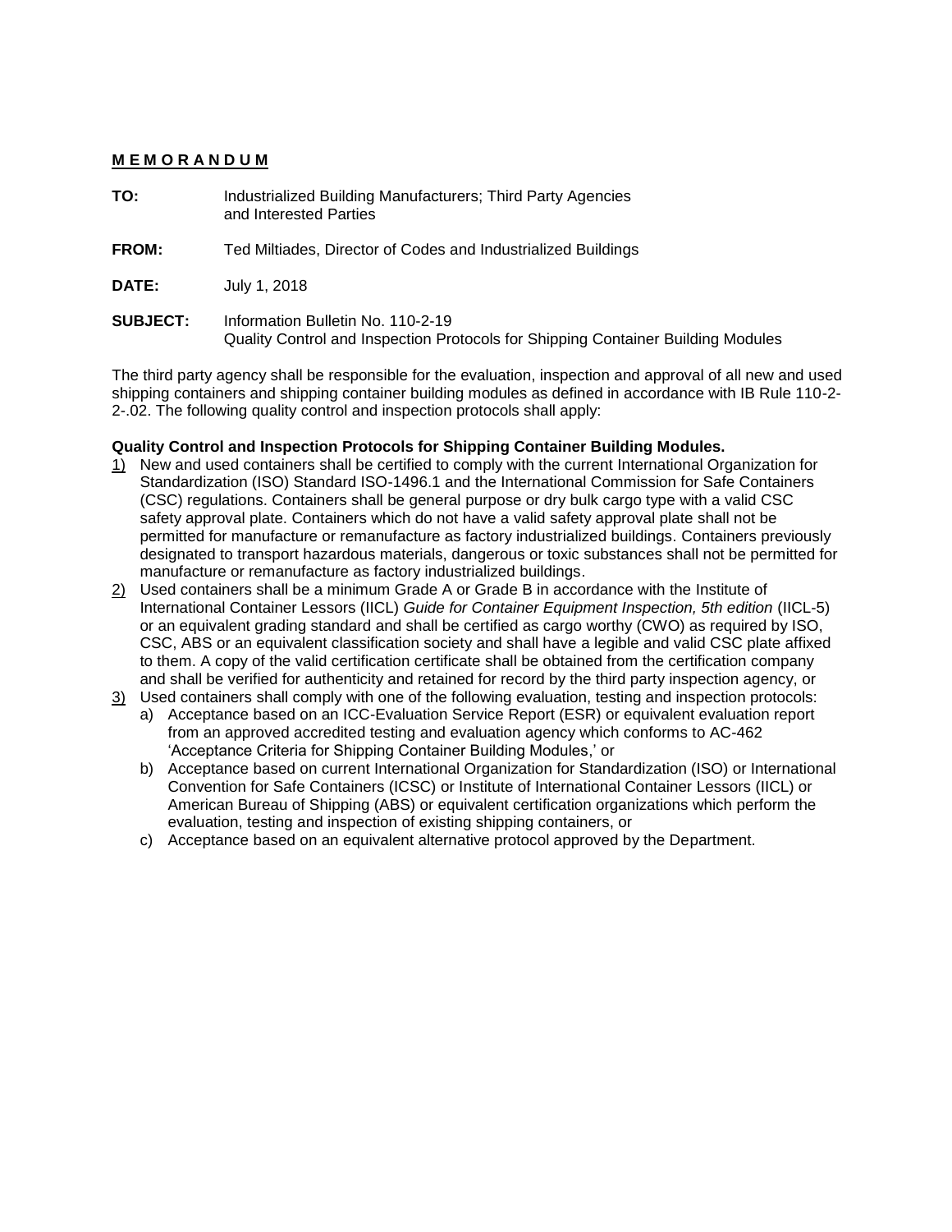## **M E M O R A N D U M**

**TO:** Industrialized Building Manufacturers; Third Party Agencies and Interested Parties

**FROM:** Ted Miltiades, Director of Codes and Industrialized Buildings

**DATE:** July 1, 2018

**SUBJECT:** Information Bulletin No. 110-2-19
Quality Control and Inspection Protocols for Shipping Container Building Modules

The third party agency shall be responsible for the evaluation, inspection and approval of all new and used shipping containers and shipping container building modules as defined in accordance with IB Rule 110-2-2-.02. The following quality control and inspection protocols shall apply:

**Quality Control and Inspection Protocols for Shipping Container Building Modules.**

1) New and used containers shall be certified to comply with the current International Organization for Standardization (ISO) Standard ISO-1496.1 and the International Commission for Safe Containers (CSC) regulations. Containers shall be general purpose or dry bulk cargo type with a valid CSC safety approval plate. Containers which do not have a valid safety approval plate shall not be permitted for manufacture or remanufacture as factory industrialized buildings. Containers previously designated to transport hazardous materials, dangerous or toxic substances shall not be permitted for manufacture or remanufacture as factory industrialized buildings.
2) Used containers shall be a minimum Grade A or Grade B in accordance with the Institute of International Container Lessors (IICL) *Guide for Container Equipment Inspection, 5th edition* (IICL-5) or an equivalent grading standard and shall be certified as cargo worthy (CWO) as required by ISO, CSC, ABS or an equivalent classification society and shall have a legible and valid CSC plate affixed to them. A copy of the valid certification certificate shall be obtained from the certification company and shall be verified for authenticity and retained for record by the third party inspection agency, or
3) Used containers shall comply with one of the following evaluation, testing and inspection protocols:
   a) Acceptance based on an ICC-Evaluation Service Report (ESR) or equivalent evaluation report from an approved accredited testing and evaluation agency which conforms to AC-462 'Acceptance Criteria for Shipping Container Building Modules,' or
   b) Acceptance based on current International Organization for Standardization (ISO) or International Convention for Safe Containers (ICSC) or Institute of International Container Lessors (IICL) or American Bureau of Shipping (ABS) or equivalent certification organizations which perform the evaluation, testing and inspection of existing shipping containers, or
   c) Acceptance based on an equivalent alternative protocol approved by the Department.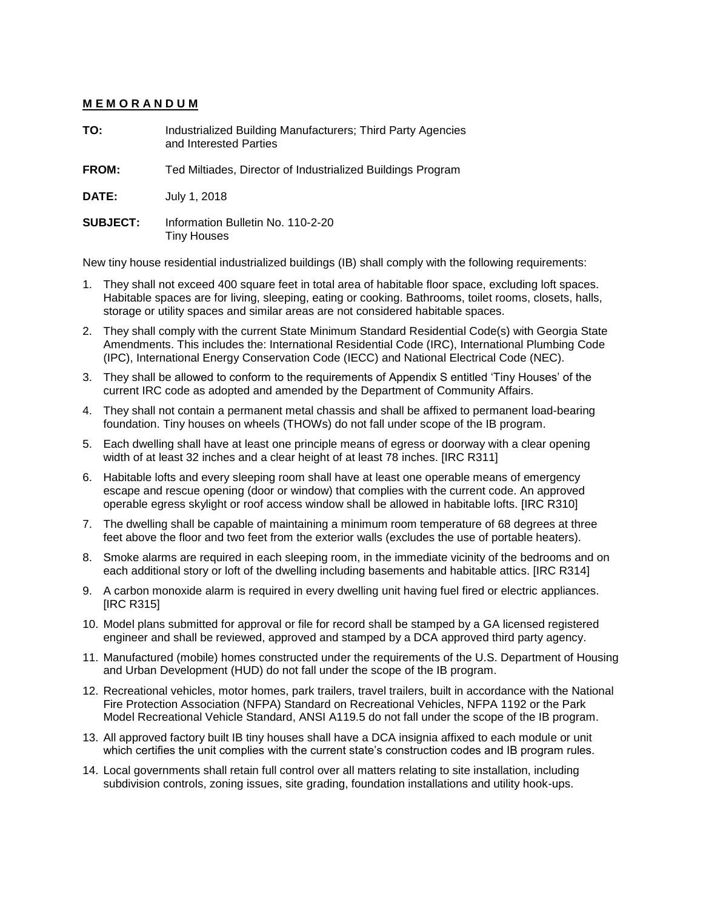**M E M O R A N D U M**

**TO:** Industrialized Building Manufacturers; Third Party Agencies and Interested Parties

**FROM:** Ted Miltiades, Director of Industrialized Buildings Program

**DATE:** July 1, 2018

**SUBJECT:** Information Bulletin No. 110-2-20
Tiny Houses

New tiny house residential industrialized buildings (IB) shall comply with the following requirements:

1. They shall not exceed 400 square feet in total area of habitable floor space, excluding loft spaces. Habitable spaces are for living, sleeping, eating or cooking. Bathrooms, toilet rooms, closets, halls, storage or utility spaces and similar areas are not considered habitable spaces.
2. They shall comply with the current State Minimum Standard Residential Code(s) with Georgia State Amendments. This includes the: International Residential Code (IRC), International Plumbing Code (IPC), International Energy Conservation Code (IECC) and National Electrical Code (NEC).
3. They shall be allowed to conform to the requirements of Appendix S entitled 'Tiny Houses' of the current IRC code as adopted and amended by the Department of Community Affairs.
4. They shall not contain a permanent metal chassis and shall be affixed to permanent load-bearing foundation. Tiny houses on wheels (THOWs) do not fall under scope of the IB program.
5. Each dwelling shall have at least one principle means of egress or doorway with a clear opening width of at least 32 inches and a clear height of at least 78 inches. [IRC R311]
6. Habitable lofts and every sleeping room shall have at least one operable means of emergency escape and rescue opening (door or window) that complies with the current code. An approved operable egress skylight or roof access window shall be allowed in habitable lofts. [IRC R310]
7. The dwelling shall be capable of maintaining a minimum room temperature of 68 degrees at three feet above the floor and two feet from the exterior walls (excludes the use of portable heaters).
8. Smoke alarms are required in each sleeping room, in the immediate vicinity of the bedrooms and on each additional story or loft of the dwelling including basements and habitable attics. [IRC R314]
9. A carbon monoxide alarm is required in every dwelling unit having fuel fired or electric appliances. [IRC R315]
10. Model plans submitted for approval or file for record shall be stamped by a GA licensed registered engineer and shall be reviewed, approved and stamped by a DCA approved third party agency.
11. Manufactured (mobile) homes constructed under the requirements of the U.S. Department of Housing and Urban Development (HUD) do not fall under the scope of the IB program.
12. Recreational vehicles, motor homes, park trailers, travel trailers, built in accordance with the National Fire Protection Association (NFPA) Standard on Recreational Vehicles, NFPA 1192 or the Park Model Recreational Vehicle Standard, ANSI A119.5 do not fall under the scope of the IB program.
13. All approved factory built IB tiny houses shall have a DCA insignia affixed to each module or unit which certifies the unit complies with the current state's construction codes and IB program rules.
14. Local governments shall retain full control over all matters relating to site installation, including subdivision controls, zoning issues, site grading, foundation installations and utility hook-ups.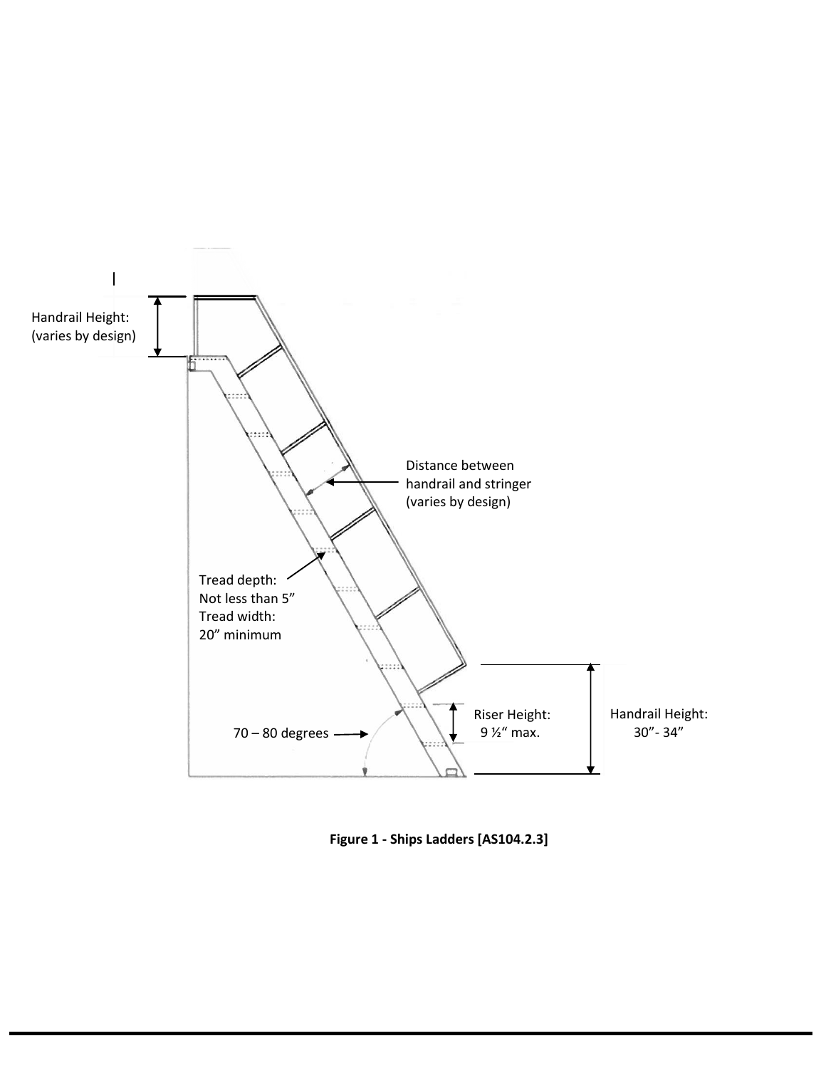Handrail Height:
(varies by design)

Distance between
handrail and stringer
(varies by design)

Tread depth:
Not less than 5”
Tread width:
20” minimum

70 – 80 degrees

Riser Height:
9 ½“ max.

Handrail Height:
30”- 34”

**Figure 1 - Ships Ladders [AS104.2.3]**